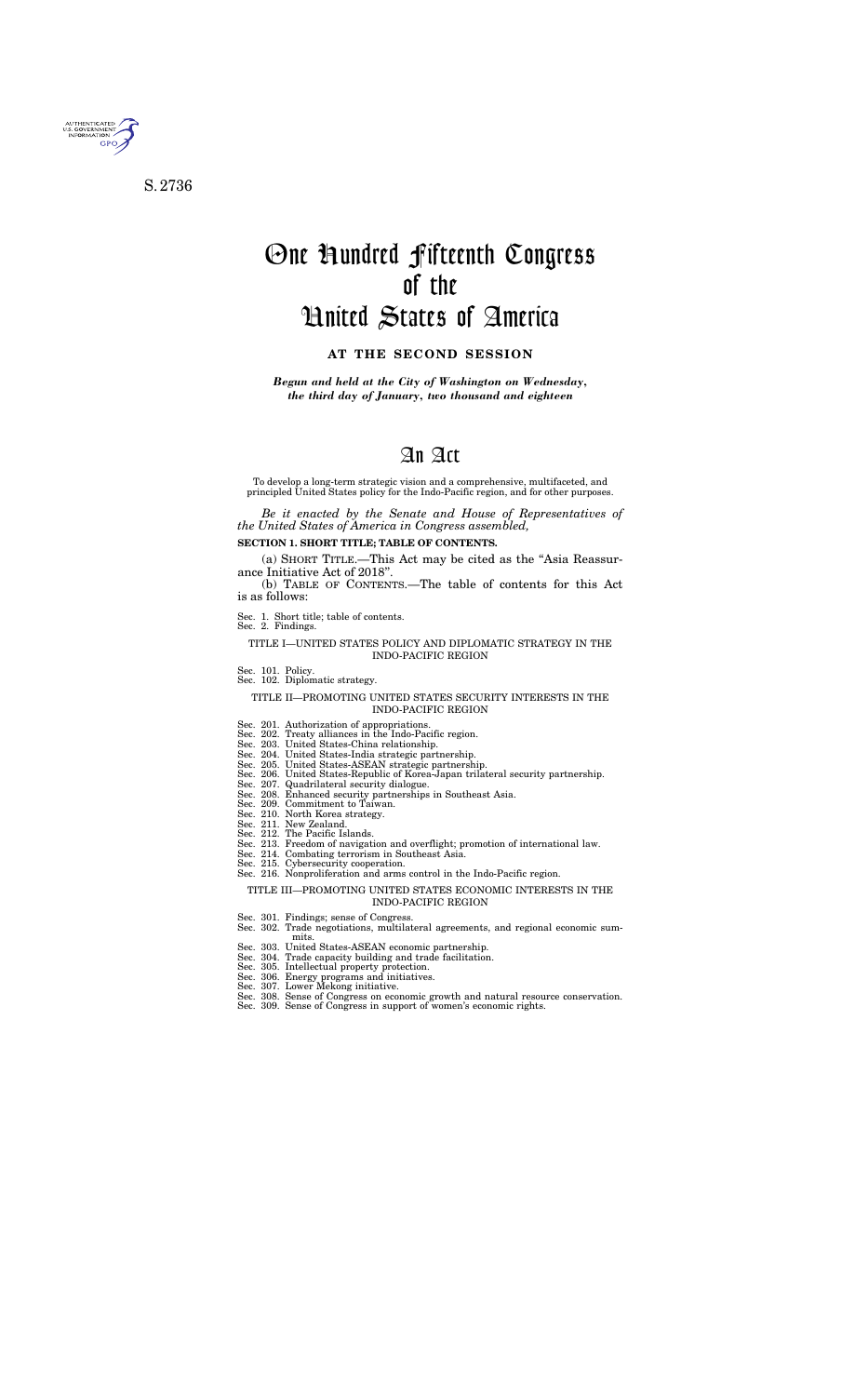S. 2736

# One Hundred Fifteenth Congress of the United States of America

**AT THE SECOND SESSION**

*Begun and held at the City of Washington on Wednesday, the third day of January, two thousand and eighteen*

# An Act

To develop a long-term strategic vision and a comprehensive, multifaceted, and principled United States policy for the Indo-Pacific region, and for other purposes.

*Be it enacted by the Senate and House of Representatives of the United States of America in Congress assembled,*

**SECTION 1. SHORT TITLE; TABLE OF CONTENTS.**

(a) SHORT TITLE.—This Act may be cited as the "Asia Reassurance Initiative Act of 2018".

(b) TABLE OF CONTENTS.—The table of contents for this Act is as follows:

Sec. 1. Short title; table of contents.
Sec. 2. Findings.

TITLE I—UNITED STATES POLICY AND DIPLOMATIC STRATEGY IN THE INDO-PACIFIC REGION

Sec. 101. Policy.
Sec. 102. Diplomatic strategy.

TITLE II—PROMOTING UNITED STATES SECURITY INTERESTS IN THE INDO-PACIFIC REGION

Sec. 201. Authorization of appropriations.
Sec. 202. Treaty alliances in the Indo-Pacific region.
Sec. 203. United States-China relationship.
Sec. 204. United States-India strategic partnership.
Sec. 205. United States-ASEAN strategic partnership.
Sec. 206. United States-Republic of Korea-Japan trilateral security partnership.
Sec. 207. Quadrilateral security dialogue.
Sec. 208. Enhanced security partnerships in Southeast Asia.
Sec. 209. Commitment to Taiwan.
Sec. 210. North Korea strategy.
Sec. 211. New Zealand.
Sec. 212. The Pacific Islands.
Sec. 213. Freedom of navigation and overflight; promotion of international law.
Sec. 214. Combating terrorism in Southeast Asia.
Sec. 215. Cybersecurity cooperation.
Sec. 216. Nonproliferation and arms control in the Indo-Pacific region.

TITLE III—PROMOTING UNITED STATES ECONOMIC INTERESTS IN THE INDO-PACIFIC REGION

Sec. 301. Findings; sense of Congress.
Sec. 302. Trade negotiations, multilateral agreements, and regional economic summits.
Sec. 303. United States-ASEAN economic partnership.
Sec. 304. Trade capacity building and trade facilitation.
Sec. 305. Intellectual property protection.
Sec. 306. Energy programs and initiatives.
Sec. 307. Lower Mekong initiative.
Sec. 308. Sense of Congress on economic growth and natural resource conservation.
Sec. 309. Sense of Congress in support of women's economic rights.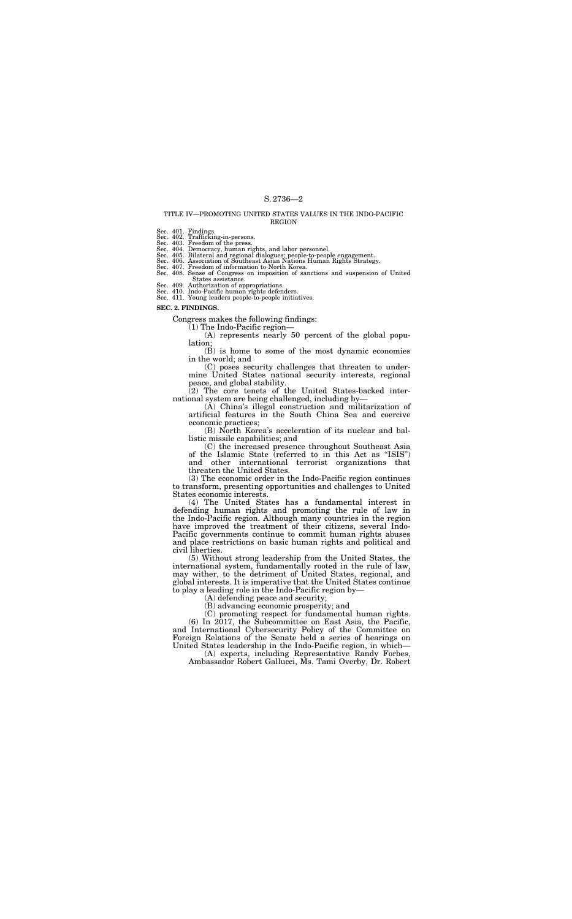TITLE IV—PROMOTING UNITED STATES VALUES IN THE INDO-PACIFIC REGION

Sec. 401. Findings.
Sec. 402. Trafficking-in-persons.
Sec. 403. Freedom of the press.
Sec. 404. Democracy, human rights, and labor personnel.
Sec. 405. Bilateral and regional dialogues; people-to-people engagement.
Sec. 406. Association of Southeast Asian Nations Human Rights Strategy.
Sec. 407. Freedom of information to North Korea.
Sec. 408. Sense of Congress on imposition of sanctions and suspension of United States assistance.
Sec. 409. Authorization of appropriations.
Sec. 410. Indo-Pacific human rights defenders.
Sec. 411. Young leaders people-to-people initiatives.

**SEC. 2. FINDINGS.**

Congress makes the following findings:

(1) The Indo-Pacific region—

(A) represents nearly 50 percent of the global population;

(B) is home to some of the most dynamic economies in the world; and

(C) poses security challenges that threaten to undermine United States national security interests, regional peace, and global stability.

(2) The core tenets of the United States-backed international system are being challenged, including by—

(A) China's illegal construction and militarization of artificial features in the South China Sea and coercive economic practices;

(B) North Korea's acceleration of its nuclear and ballistic missile capabilities; and

(C) the increased presence throughout Southeast Asia of the Islamic State (referred to in this Act as "ISIS") and other international terrorist organizations that threaten the United States.

(3) The economic order in the Indo-Pacific region continues to transform, presenting opportunities and challenges to United States economic interests.

(4) The United States has a fundamental interest in defending human rights and promoting the rule of law in the Indo-Pacific region. Although many countries in the region have improved the treatment of their citizens, several Indo-Pacific governments continue to commit human rights abuses and place restrictions on basic human rights and political and civil liberties.

(5) Without strong leadership from the United States, the international system, fundamentally rooted in the rule of law, may wither, to the detriment of United States, regional, and global interests. It is imperative that the United States continue to play a leading role in the Indo-Pacific region by—

(A) defending peace and security;

(B) advancing economic prosperity; and

(C) promoting respect for fundamental human rights.

(6) In 2017, the Subcommittee on East Asia, the Pacific, and International Cybersecurity Policy of the Committee on Foreign Relations of the Senate held a series of hearings on United States leadership in the Indo-Pacific region, in which—

(A) experts, including Representative Randy Forbes, Ambassador Robert Gallucci, Ms. Tami Overby, Dr. Robert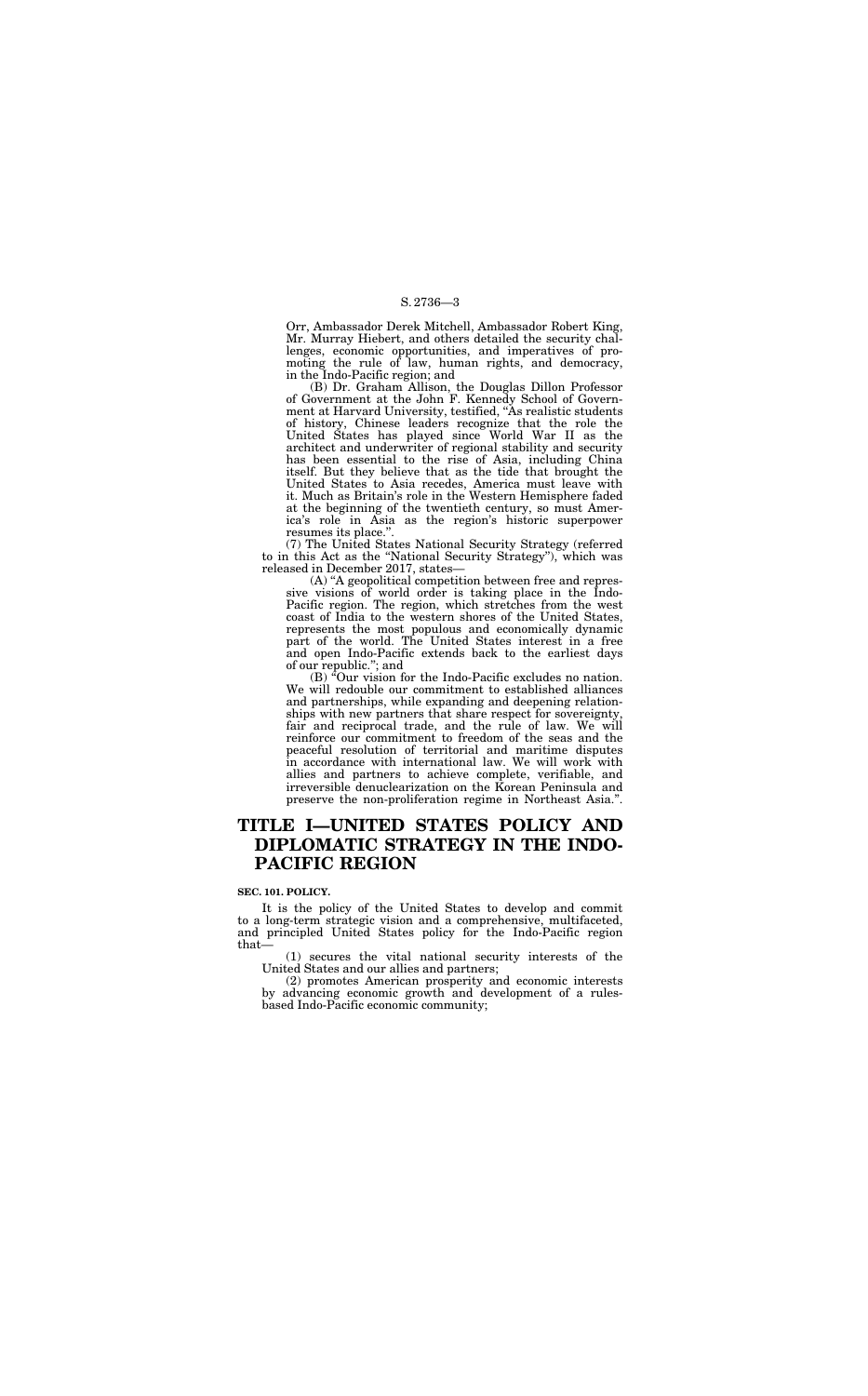Orr, Ambassador Derek Mitchell, Ambassador Robert King, Mr. Murray Hiebert, and others detailed the security challenges, economic opportunities, and imperatives of promoting the rule of law, human rights, and democracy, in the Indo-Pacific region; and

(B) Dr. Graham Allison, the Douglas Dillon Professor of Government at the John F. Kennedy School of Government at Harvard University, testified, "As realistic students of history, Chinese leaders recognize that the role the United States has played since World War II as the architect and underwriter of regional stability and security has been essential to the rise of Asia, including China itself. But they believe that as the tide that brought the United States to Asia recedes, America must leave with it. Much as Britain's role in the Western Hemisphere faded at the beginning of the twentieth century, so must America's role in Asia as the region's historic superpower resumes its place.".

(7) The United States National Security Strategy (referred to in this Act as the "National Security Strategy"), which was released in December 2017, states—

(A) "A geopolitical competition between free and repressive visions of world order is taking place in the Indo-Pacific region. The region, which stretches from the west coast of India to the western shores of the United States, represents the most populous and economically dynamic part of the world. The United States interest in a free and open Indo-Pacific extends back to the earliest days of our republic."; and

(B) "Our vision for the Indo-Pacific excludes no nation. We will redouble our commitment to established alliances and partnerships, while expanding and deepening relationships with new partners that share respect for sovereignty, fair and reciprocal trade, and the rule of law. We will reinforce our commitment to freedom of the seas and the peaceful resolution of territorial and maritime disputes in accordance with international law. We will work with allies and partners to achieve complete, verifiable, and irreversible denuclearization on the Korean Peninsula and preserve the non-proliferation regime in Northeast Asia.".

# TITLE I—UNITED STATES POLICY AND DIPLOMATIC STRATEGY IN THE INDO-PACIFIC REGION

**SEC. 101. POLICY.**

It is the policy of the United States to develop and commit to a long-term strategic vision and a comprehensive, multifaceted, and principled United States policy for the Indo-Pacific region that—

(1) secures the vital national security interests of the United States and our allies and partners;

(2) promotes American prosperity and economic interests by advancing economic growth and development of a rules-based Indo-Pacific economic community;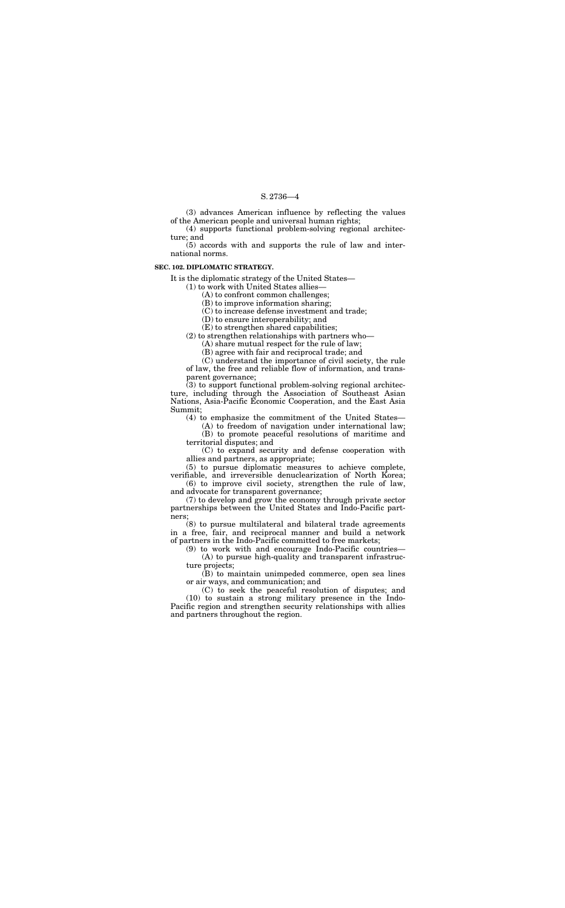(3) advances American influence by reflecting the values of the American people and universal human rights;

(4) supports functional problem-solving regional architecture; and

(5) accords with and supports the rule of law and international norms.

**SEC. 102. DIPLOMATIC STRATEGY.**

It is the diplomatic strategy of the United States—

(1) to work with United States allies—

(A) to confront common challenges;

(B) to improve information sharing;

(C) to increase defense investment and trade;

(D) to ensure interoperability; and

(E) to strengthen shared capabilities;

(2) to strengthen relationships with partners who—

(A) share mutual respect for the rule of law;

(B) agree with fair and reciprocal trade; and

(C) understand the importance of civil society, the rule of law, the free and reliable flow of information, and transparent governance;

(3) to support functional problem-solving regional architecture, including through the Association of Southeast Asian Nations, Asia-Pacific Economic Cooperation, and the East Asia Summit;

(4) to emphasize the commitment of the United States—

(A) to freedom of navigation under international law;

(B) to promote peaceful resolutions of maritime and territorial disputes; and

(C) to expand security and defense cooperation with allies and partners, as appropriate;

(5) to pursue diplomatic measures to achieve complete, verifiable, and irreversible denuclearization of North Korea;

(6) to improve civil society, strengthen the rule of law, and advocate for transparent governance;

(7) to develop and grow the economy through private sector partnerships between the United States and Indo-Pacific partners;

(8) to pursue multilateral and bilateral trade agreements in a free, fair, and reciprocal manner and build a network of partners in the Indo-Pacific committed to free markets;

(9) to work with and encourage Indo-Pacific countries—

(A) to pursue high-quality and transparent infrastructure projects;

(B) to maintain unimpeded commerce, open sea lines or air ways, and communication; and

(C) to seek the peaceful resolution of disputes; and

(10) to sustain a strong military presence in the Indo-Pacific region and strengthen security relationships with allies and partners throughout the region.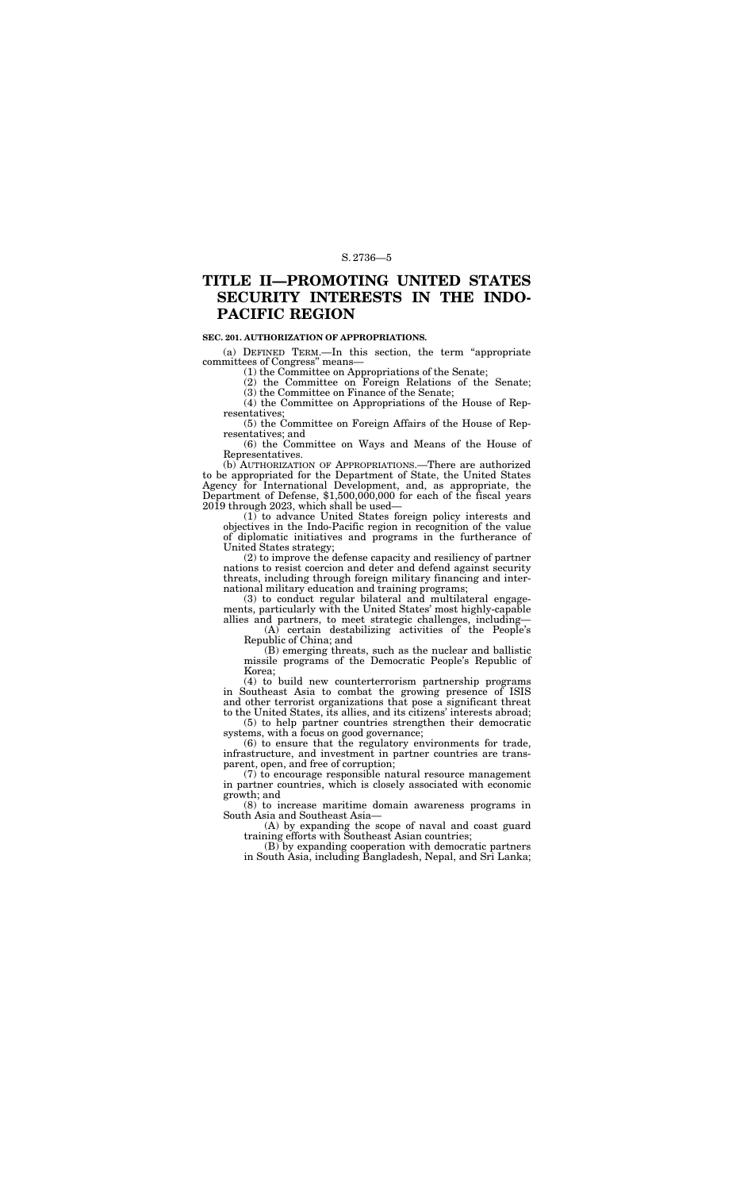# TITLE II—PROMOTING UNITED STATES SECURITY INTERESTS IN THE INDO-PACIFIC REGION

**SEC. 201. AUTHORIZATION OF APPROPRIATIONS.**

(a) DEFINED TERM.—In this section, the term "appropriate committees of Congress" means—

(1) the Committee on Appropriations of the Senate;

(2) the Committee on Foreign Relations of the Senate;

(3) the Committee on Finance of the Senate;

(4) the Committee on Appropriations of the House of Representatives;

(5) the Committee on Foreign Affairs of the House of Representatives; and

(6) the Committee on Ways and Means of the House of Representatives.

(b) AUTHORIZATION OF APPROPRIATIONS.—There are authorized to be appropriated for the Department of State, the United States Agency for International Development, and, as appropriate, the Department of Defense, $1,500,000,000 for each of the fiscal years 2019 through 2023, which shall be used—

(1) to advance United States foreign policy interests and objectives in the Indo-Pacific region in recognition of the value of diplomatic initiatives and programs in the furtherance of United States strategy;

(2) to improve the defense capacity and resiliency of partner nations to resist coercion and deter and defend against security threats, including through foreign military financing and international military education and training programs;

(3) to conduct regular bilateral and multilateral engagements, particularly with the United States' most highly-capable allies and partners, to meet strategic challenges, including—

(A) certain destabilizing activities of the People's Republic of China; and

(B) emerging threats, such as the nuclear and ballistic missile programs of the Democratic People's Republic of Korea;

(4) to build new counterterrorism partnership programs in Southeast Asia to combat the growing presence of ISIS and other terrorist organizations that pose a significant threat to the United States, its allies, and its citizens' interests abroad;

(5) to help partner countries strengthen their democratic systems, with a focus on good governance;

(6) to ensure that the regulatory environments for trade, infrastructure, and investment in partner countries are transparent, open, and free of corruption;

(7) to encourage responsible natural resource management in partner countries, which is closely associated with economic growth; and

(8) to increase maritime domain awareness programs in South Asia and Southeast Asia—

(A) by expanding the scope of naval and coast guard training efforts with Southeast Asian countries;

(B) by expanding cooperation with democratic partners in South Asia, including Bangladesh, Nepal, and Sri Lanka;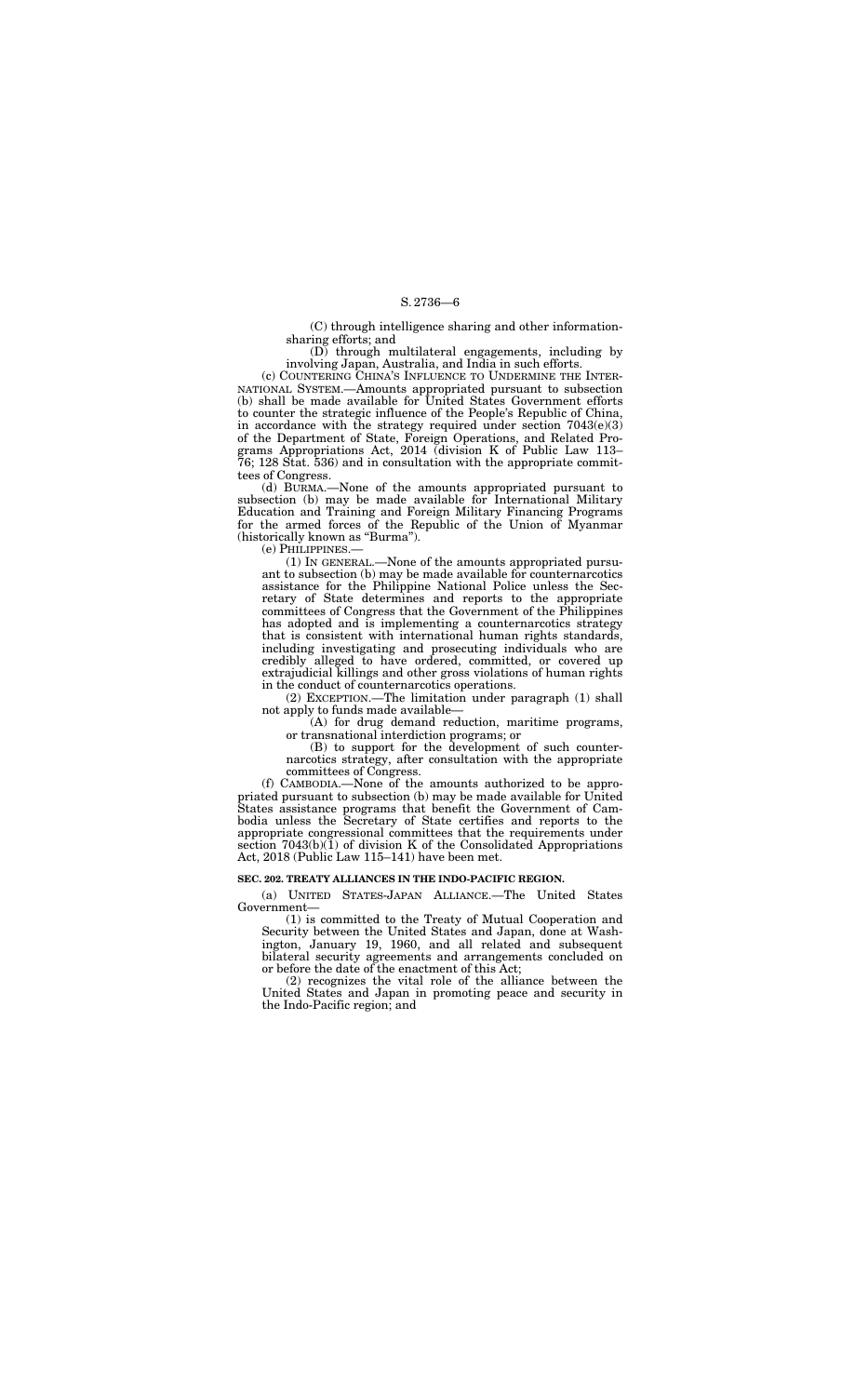(C) through intelligence sharing and other information-sharing efforts; and

(D) through multilateral engagements, including by involving Japan, Australia, and India in such efforts.

(c) COUNTERING CHINA'S INFLUENCE TO UNDERMINE THE INTERNATIONAL SYSTEM.—Amounts appropriated pursuant to subsection (b) shall be made available for United States Government efforts to counter the strategic influence of the People's Republic of China, in accordance with the strategy required under section 7043(e)(3) of the Department of State, Foreign Operations, and Related Programs Appropriations Act, 2014 (division K of Public Law 113–76; 128 Stat. 536) and in consultation with the appropriate committees of Congress.

(d) BURMA.—None of the amounts appropriated pursuant to subsection (b) may be made available for International Military Education and Training and Foreign Military Financing Programs for the armed forces of the Republic of the Union of Myanmar (historically known as "Burma").

(e) PHILIPPINES.—

(1) IN GENERAL.—None of the amounts appropriated pursuant to subsection (b) may be made available for counternarcotics assistance for the Philippine National Police unless the Secretary of State determines and reports to the appropriate committees of Congress that the Government of the Philippines has adopted and is implementing a counternarcotics strategy that is consistent with international human rights standards, including investigating and prosecuting individuals who are credibly alleged to have ordered, committed, or covered up extrajudicial killings and other gross violations of human rights in the conduct of counternarcotics operations.

(2) EXCEPTION.—The limitation under paragraph (1) shall not apply to funds made available—

(A) for drug demand reduction, maritime programs, or transnational interdiction programs; or

(B) to support for the development of such counternarcotics strategy, after consultation with the appropriate committees of Congress.

(f) CAMBODIA.—None of the amounts authorized to be appropriated pursuant to subsection (b) may be made available for United States assistance programs that benefit the Government of Cambodia unless the Secretary of State certifies and reports to the appropriate congressional committees that the requirements under section 7043(b)(1) of division K of the Consolidated Appropriations Act, 2018 (Public Law 115–141) have been met.

**SEC. 202. TREATY ALLIANCES IN THE INDO-PACIFIC REGION.**

(a) UNITED STATES-JAPAN ALLIANCE.—The United States Government—

(1) is committed to the Treaty of Mutual Cooperation and Security between the United States and Japan, done at Washington, January 19, 1960, and all related and subsequent bilateral security agreements and arrangements concluded on or before the date of the enactment of this Act;

(2) recognizes the vital role of the alliance between the United States and Japan in promoting peace and security in the Indo-Pacific region; and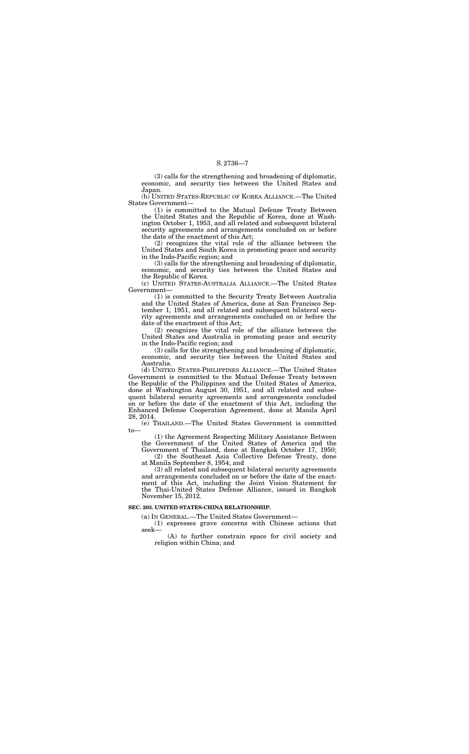(3) calls for the strengthening and broadening of diplomatic, economic, and security ties between the United States and Japan.

(b) UNITED STATES-REPUBLIC OF KOREA ALLIANCE.—The United States Government—

(1) is committed to the Mutual Defense Treaty Between the United States and the Republic of Korea, done at Washington October 1, 1953, and all related and subsequent bilateral security agreements and arrangements concluded on or before the date of the enactment of this Act;

(2) recognizes the vital role of the alliance between the United States and South Korea in promoting peace and security in the Indo-Pacific region; and

(3) calls for the strengthening and broadening of diplomatic, economic, and security ties between the United States and the Republic of Korea.

(c) UNITED STATES-AUSTRALIA ALLIANCE.—The United States Government—

(1) is committed to the Security Treaty Between Australia and the United States of America, done at San Francisco September 1, 1951, and all related and subsequent bilateral security agreements and arrangements concluded on or before the date of the enactment of this Act;

(2) recognizes the vital role of the alliance between the United States and Australia in promoting peace and security in the Indo-Pacific region; and

(3) calls for the strengthening and broadening of diplomatic, economic, and security ties between the United States and Australia.

(d) UNITED STATES-PHILIPPINES ALLIANCE.—The United States Government is committed to the Mutual Defense Treaty between the Republic of the Philippines and the United States of America, done at Washington August 30, 1951, and all related and subsequent bilateral security agreements and arrangements concluded on or before the date of the enactment of this Act, including the Enhanced Defense Cooperation Agreement, done at Manila April 28, 2014.

(e) THAILAND.—The United States Government is committed to—

(1) the Agreement Respecting Military Assistance Between the Government of the United States of America and the Government of Thailand, done at Bangkok October 17, 1950;

(2) the Southeast Asia Collective Defense Treaty, done at Manila September 8, 1954; and

(3) all related and subsequent bilateral security agreements and arrangements concluded on or before the date of the enactment of this Act, including the Joint Vision Statement for the Thai-United States Defense Alliance, issued in Bangkok November 15, 2012.

**SEC. 203. UNITED STATES-CHINA RELATIONSHIP.**

(a) IN GENERAL.—The United States Government—

(1) expresses grave concerns with Chinese actions that seek—

(A) to further constrain space for civil society and religion within China; and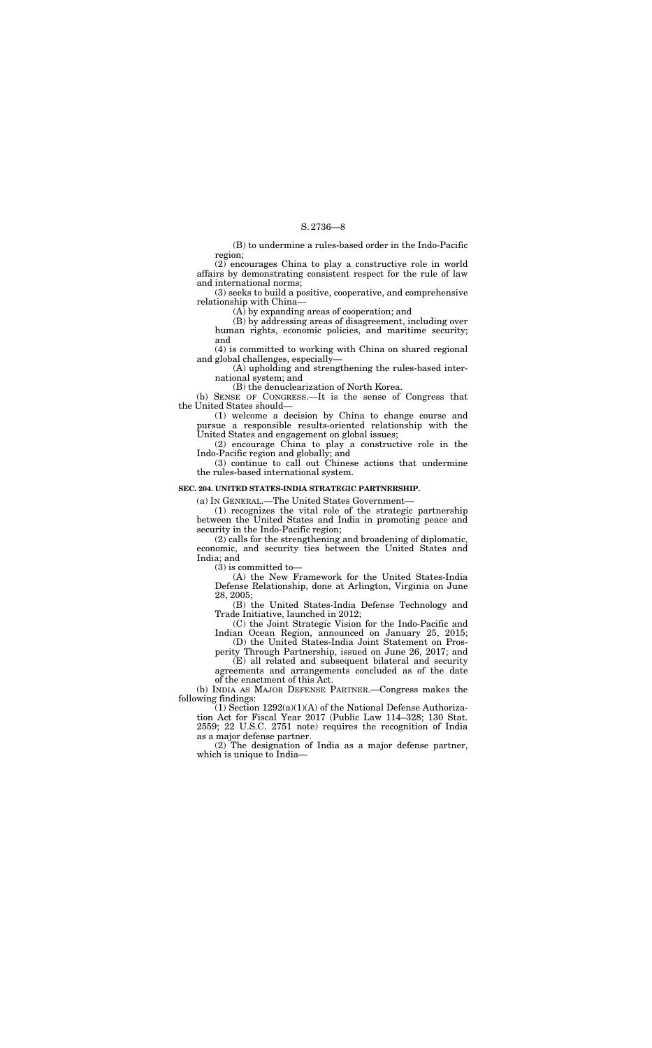(B) to undermine a rules-based order in the Indo-Pacific region;

(2) encourages China to play a constructive role in world affairs by demonstrating consistent respect for the rule of law and international norms;

(3) seeks to build a positive, cooperative, and comprehensive relationship with China—

(A) by expanding areas of cooperation; and

(B) by addressing areas of disagreement, including over human rights, economic policies, and maritime security; and

(4) is committed to working with China on shared regional and global challenges, especially—

(A) upholding and strengthening the rules-based international system; and

(B) the denuclearization of North Korea.

(b) SENSE OF CONGRESS.—It is the sense of Congress that the United States should—

(1) welcome a decision by China to change course and pursue a responsible results-oriented relationship with the United States and engagement on global issues;

(2) encourage China to play a constructive role in the Indo-Pacific region and globally; and

(3) continue to call out Chinese actions that undermine the rules-based international system.

**SEC. 204. UNITED STATES-INDIA STRATEGIC PARTNERSHIP.**

(a) IN GENERAL.—The United States Government—

(1) recognizes the vital role of the strategic partnership between the United States and India in promoting peace and security in the Indo-Pacific region;

(2) calls for the strengthening and broadening of diplomatic, economic, and security ties between the United States and India; and

(3) is committed to—

(A) the New Framework for the United States-India Defense Relationship, done at Arlington, Virginia on June 28, 2005;

(B) the United States-India Defense Technology and Trade Initiative, launched in 2012;

(C) the Joint Strategic Vision for the Indo-Pacific and Indian Ocean Region, announced on January 25, 2015;

(D) the United States-India Joint Statement on Prosperity Through Partnership, issued on June 26, 2017; and

(E) all related and subsequent bilateral and security agreements and arrangements concluded as of the date of the enactment of this Act.

(b) INDIA AS MAJOR DEFENSE PARTNER.—Congress makes the following findings:

(1) Section 1292(a)(1)(A) of the National Defense Authorization Act for Fiscal Year 2017 (Public Law 114–328; 130 Stat. 2559; 22 U.S.C. 2751 note) requires the recognition of India as a major defense partner.

(2) The designation of India as a major defense partner, which is unique to India—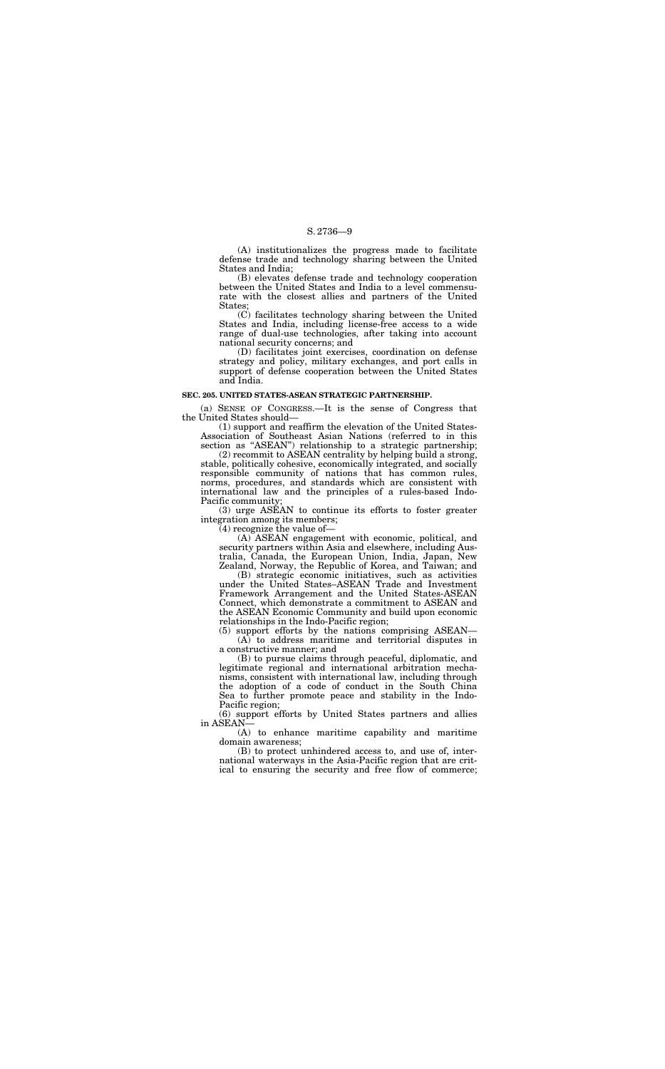(A) institutionalizes the progress made to facilitate defense trade and technology sharing between the United States and India;

(B) elevates defense trade and technology cooperation between the United States and India to a level commensurate with the closest allies and partners of the United States;

(C) facilitates technology sharing between the United States and India, including license-free access to a wide range of dual-use technologies, after taking into account national security concerns; and

(D) facilitates joint exercises, coordination on defense strategy and policy, military exchanges, and port calls in support of defense cooperation between the United States and India.

**SEC. 205. UNITED STATES-ASEAN STRATEGIC PARTNERSHIP.**

(a) SENSE OF CONGRESS.—It is the sense of Congress that the United States should—

(1) support and reaffirm the elevation of the United States-Association of Southeast Asian Nations (referred to in this section as "ASEAN") relationship to a strategic partnership;

(2) recommit to ASEAN centrality by helping build a strong, stable, politically cohesive, economically integrated, and socially responsible community of nations that has common rules, norms, procedures, and standards which are consistent with international law and the principles of a rules-based Indo-Pacific community;

(3) urge ASEAN to continue its efforts to foster greater integration among its members;

(4) recognize the value of—

(A) ASEAN engagement with economic, political, and security partners within Asia and elsewhere, including Australia, Canada, the European Union, India, Japan, New Zealand, Norway, the Republic of Korea, and Taiwan; and

(B) strategic economic initiatives, such as activities under the United States–ASEAN Trade and Investment Framework Arrangement and the United States-ASEAN Connect, which demonstrate a commitment to ASEAN and the ASEAN Economic Community and build upon economic relationships in the Indo-Pacific region;

(5) support efforts by the nations comprising ASEAN—

(A) to address maritime and territorial disputes in a constructive manner; and

(B) to pursue claims through peaceful, diplomatic, and legitimate regional and international arbitration mechanisms, consistent with international law, including through the adoption of a code of conduct in the South China Sea to further promote peace and stability in the Indo-Pacific region;

(6) support efforts by United States partners and allies in ASEAN—

(A) to enhance maritime capability and maritime domain awareness;

(B) to protect unhindered access to, and use of, international waterways in the Asia-Pacific region that are critical to ensuring the security and free flow of commerce;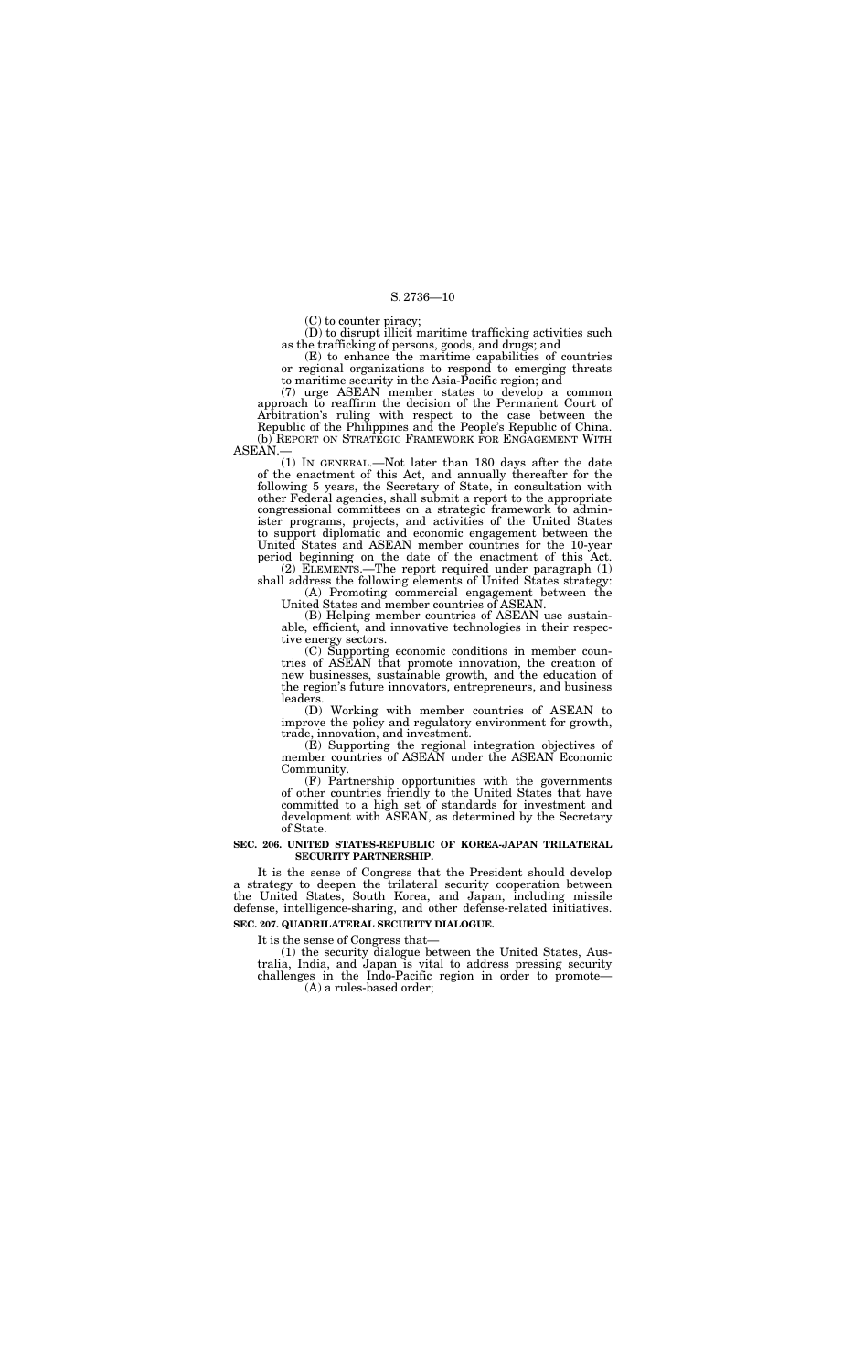(C) to counter piracy;

(D) to disrupt illicit maritime trafficking activities such as the trafficking of persons, goods, and drugs; and

(E) to enhance the maritime capabilities of countries or regional organizations to respond to emerging threats to maritime security in the Asia-Pacific region; and

(7) urge ASEAN member states to develop a common approach to reaffirm the decision of the Permanent Court of Arbitration's ruling with respect to the case between the Republic of the Philippines and the People's Republic of China.

(b) REPORT ON STRATEGIC FRAMEWORK FOR ENGAGEMENT WITH ASEAN.—

(1) IN GENERAL.—Not later than 180 days after the date of the enactment of this Act, and annually thereafter for the following 5 years, the Secretary of State, in consultation with other Federal agencies, shall submit a report to the appropriate congressional committees on a strategic framework to administer programs, projects, and activities of the United States to support diplomatic and economic engagement between the United States and ASEAN member countries for the 10-year period beginning on the date of the enactment of this Act.

(2) ELEMENTS.—The report required under paragraph (1) shall address the following elements of United States strategy:

(A) Promoting commercial engagement between the United States and member countries of ASEAN.

(B) Helping member countries of ASEAN use sustainable, efficient, and innovative technologies in their respective energy sectors.

(C) Supporting economic conditions in member countries of ASEAN that promote innovation, the creation of new businesses, sustainable growth, and the education of the region's future innovators, entrepreneurs, and business leaders.

(D) Working with member countries of ASEAN to improve the policy and regulatory environment for growth, trade, innovation, and investment.

(E) Supporting the regional integration objectives of member countries of ASEAN under the ASEAN Economic Community.

(F) Partnership opportunities with the governments of other countries friendly to the United States that have committed to a high set of standards for investment and development with ASEAN, as determined by the Secretary of State.

**SEC. 206. UNITED STATES-REPUBLIC OF KOREA-JAPAN TRILATERAL SECURITY PARTNERSHIP.**

It is the sense of Congress that the President should develop a strategy to deepen the trilateral security cooperation between the United States, South Korea, and Japan, including missile defense, intelligence-sharing, and other defense-related initiatives.

**SEC. 207. QUADRILATERAL SECURITY DIALOGUE.**

It is the sense of Congress that—

(1) the security dialogue between the United States, Australia, India, and Japan is vital to address pressing security challenges in the Indo-Pacific region in order to promote—

(A) a rules-based order;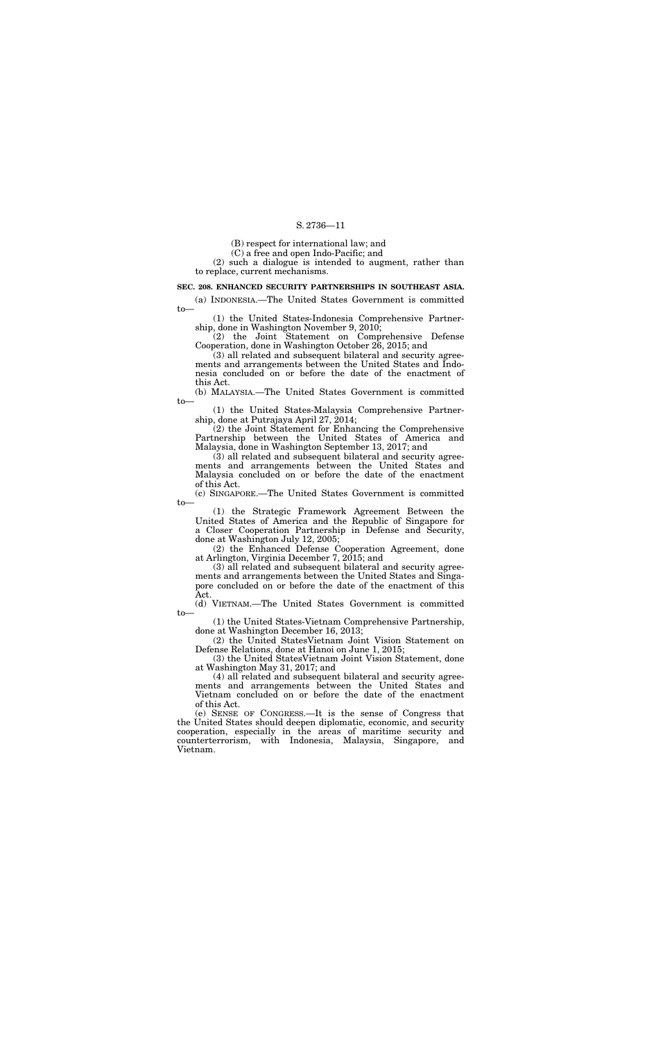(B) respect for international law; and

(C) a free and open Indo-Pacific; and

(2) such a dialogue is intended to augment, rather than to replace, current mechanisms.

**SEC. 208. ENHANCED SECURITY PARTNERSHIPS IN SOUTHEAST ASIA.**

(a) INDONESIA.—The United States Government is committed to—

(1) the United States-Indonesia Comprehensive Partnership, done in Washington November 9, 2010;

(2) the Joint Statement on Comprehensive Defense Cooperation, done in Washington October 26, 2015; and

(3) all related and subsequent bilateral and security agreements and arrangements between the United States and Indonesia concluded on or before the date of the enactment of this Act.

(b) MALAYSIA.—The United States Government is committed to—

(1) the United States-Malaysia Comprehensive Partnership, done at Putrajaya April 27, 2014;

(2) the Joint Statement for Enhancing the Comprehensive Partnership between the United States of America and Malaysia, done in Washington September 13, 2017; and

(3) all related and subsequent bilateral and security agreements and arrangements between the United States and Malaysia concluded on or before the date of the enactment of this Act.

(c) SINGAPORE.—The United States Government is committed to—

(1) the Strategic Framework Agreement Between the United States of America and the Republic of Singapore for a Closer Cooperation Partnership in Defense and Security, done at Washington July 12, 2005;

(2) the Enhanced Defense Cooperation Agreement, done at Arlington, Virginia December 7, 2015; and

(3) all related and subsequent bilateral and security agreements and arrangements between the United States and Singapore concluded on or before the date of the enactment of this Act.

(d) VIETNAM.—The United States Government is committed to—

(1) the United States-Vietnam Comprehensive Partnership, done at Washington December 16, 2013;

(2) the United StatesVietnam Joint Vision Statement on Defense Relations, done at Hanoi on June 1, 2015;

(3) the United StatesVietnam Joint Vision Statement, done at Washington May 31, 2017; and

(4) all related and subsequent bilateral and security agreements and arrangements between the United States and Vietnam concluded on or before the date of the enactment of this Act.

(e) SENSE OF CONGRESS.—It is the sense of Congress that the United States should deepen diplomatic, economic, and security cooperation, especially in the areas of maritime security and counterterrorism, with Indonesia, Malaysia, Singapore, and Vietnam.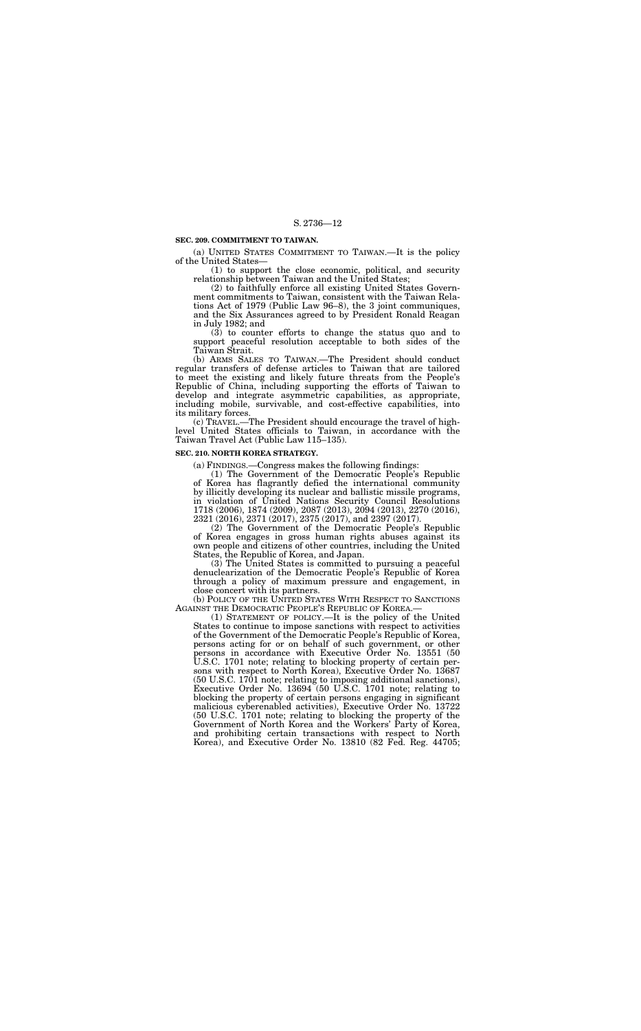**SEC. 209. COMMITMENT TO TAIWAN.**

(a) UNITED STATES COMMITMENT TO TAIWAN.—It is the policy of the United States—

(1) to support the close economic, political, and security relationship between Taiwan and the United States;

(2) to faithfully enforce all existing United States Government commitments to Taiwan, consistent with the Taiwan Relations Act of 1979 (Public Law 96–8), the 3 joint communiques, and the Six Assurances agreed to by President Ronald Reagan in July 1982; and

(3) to counter efforts to change the status quo and to support peaceful resolution acceptable to both sides of the Taiwan Strait.

(b) ARMS SALES TO TAIWAN.—The President should conduct regular transfers of defense articles to Taiwan that are tailored to meet the existing and likely future threats from the People's Republic of China, including supporting the efforts of Taiwan to develop and integrate asymmetric capabilities, as appropriate, including mobile, survivable, and cost-effective capabilities, into its military forces.

(c) TRAVEL.—The President should encourage the travel of high-level United States officials to Taiwan, in accordance with the Taiwan Travel Act (Public Law 115–135).

**SEC. 210. NORTH KOREA STRATEGY.**

(a) FINDINGS.—Congress makes the following findings:

(1) The Government of the Democratic People's Republic of Korea has flagrantly defied the international community by illicitly developing its nuclear and ballistic missile programs, in violation of United Nations Security Council Resolutions 1718 (2006), 1874 (2009), 2087 (2013), 2094 (2013), 2270 (2016), 2321 (2016), 2371 (2017), 2375 (2017), and 2397 (2017).

(2) The Government of the Democratic People's Republic of Korea engages in gross human rights abuses against its own people and citizens of other countries, including the United States, the Republic of Korea, and Japan.

(3) The United States is committed to pursuing a peaceful denuclearization of the Democratic People's Republic of Korea through a policy of maximum pressure and engagement, in close concert with its partners.

(b) POLICY OF THE UNITED STATES WITH RESPECT TO SANCTIONS AGAINST THE DEMOCRATIC PEOPLE'S REPUBLIC OF KOREA.—

(1) STATEMENT OF POLICY.—It is the policy of the United States to continue to impose sanctions with respect to activities of the Government of the Democratic People's Republic of Korea, persons acting for or on behalf of such government, or other persons in accordance with Executive Order No. 13551 (50 U.S.C. 1701 note; relating to blocking property of certain persons with respect to North Korea), Executive Order No. 13687 (50 U.S.C. 1701 note; relating to imposing additional sanctions), Executive Order No. 13694 (50 U.S.C. 1701 note; relating to blocking the property of certain persons engaging in significant malicious cyberenabled activities), Executive Order No. 13722 (50 U.S.C. 1701 note; relating to blocking the property of the Government of North Korea and the Workers' Party of Korea, and prohibiting certain transactions with respect to North Korea), and Executive Order No. 13810 (82 Fed. Reg. 44705;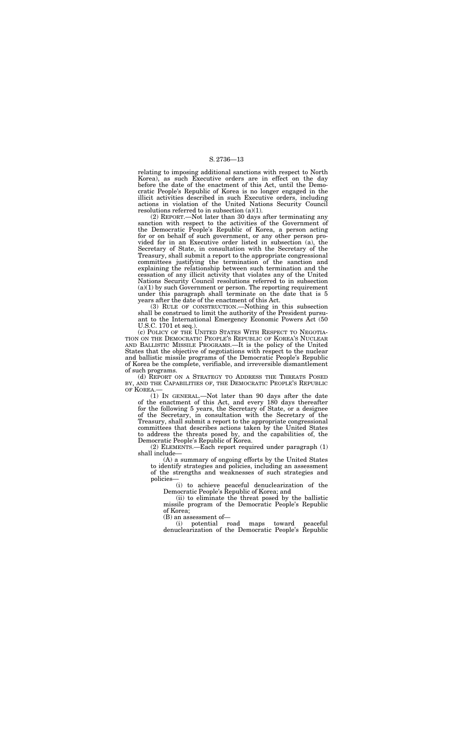relating to imposing additional sanctions with respect to North Korea), as such Executive orders are in effect on the day before the date of the enactment of this Act, until the Democratic People's Republic of Korea is no longer engaged in the illicit activities described in such Executive orders, including actions in violation of the United Nations Security Council resolutions referred to in subsection (a)(1).

(2) REPORT.—Not later than 30 days after terminating any sanction with respect to the activities of the Government of the Democratic People's Republic of Korea, a person acting for or on behalf of such government, or any other person provided for in an Executive order listed in subsection (a), the Secretary of State, in consultation with the Secretary of the Treasury, shall submit a report to the appropriate congressional committees justifying the termination of the sanction and explaining the relationship between such termination and the cessation of any illicit activity that violates any of the United Nations Security Council resolutions referred to in subsection (a)(1) by such Government or person. The reporting requirement under this paragraph shall terminate on the date that is 5 years after the date of the enactment of this Act.

(3) RULE OF CONSTRUCTION.—Nothing in this subsection shall be construed to limit the authority of the President pursuant to the International Emergency Economic Powers Act (50 U.S.C. 1701 et seq.).

(c) POLICY OF THE UNITED STATES WITH RESPECT TO NEGOTIATION ON THE DEMOCRATIC PEOPLE'S REPUBLIC OF KOREA'S NUCLEAR AND BALLISTIC MISSILE PROGRAMS.—It is the policy of the United States that the objective of negotiations with respect to the nuclear and ballistic missile programs of the Democratic People's Republic of Korea be the complete, verifiable, and irreversible dismantlement of such programs.

(d) REPORT ON A STRATEGY TO ADDRESS THE THREATS POSED BY, AND THE CAPABILITIES OF, THE DEMOCRATIC PEOPLE'S REPUBLIC OF KOREA.—

(1) IN GENERAL.—Not later than 90 days after the date of the enactment of this Act, and every 180 days thereafter for the following 5 years, the Secretary of State, or a designee of the Secretary, in consultation with the Secretary of the Treasury, shall submit a report to the appropriate congressional committees that describes actions taken by the United States to address the threats posed by, and the capabilities of, the Democratic People's Republic of Korea.

(2) ELEMENTS.—Each report required under paragraph (1) shall include—

(A) a summary of ongoing efforts by the United States to identify strategies and policies, including an assessment of the strengths and weaknesses of such strategies and policies—

(i) to achieve peaceful denuclearization of the Democratic People's Republic of Korea; and

(ii) to eliminate the threat posed by the ballistic missile program of the Democratic People's Republic of Korea;

(B) an assessment of—

(i) potential road maps toward peaceful denuclearization of the Democratic People's Republic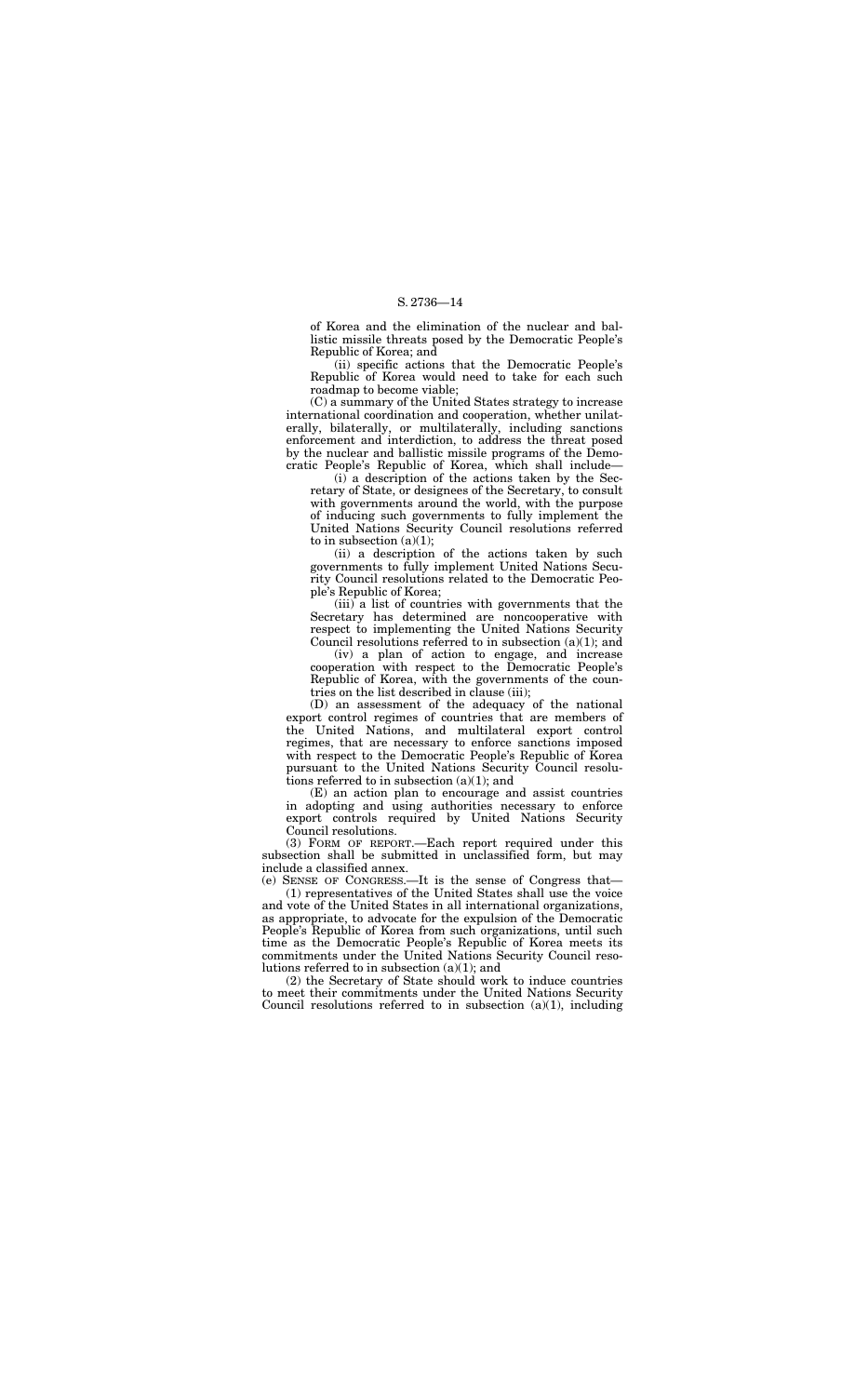of Korea and the elimination of the nuclear and ballistic missile threats posed by the Democratic People's Republic of Korea; and

(ii) specific actions that the Democratic People's Republic of Korea would need to take for each such roadmap to become viable;

(C) a summary of the United States strategy to increase international coordination and cooperation, whether unilaterally, bilaterally, or multilaterally, including sanctions enforcement and interdiction, to address the threat posed by the nuclear and ballistic missile programs of the Democratic People's Republic of Korea, which shall include—

(i) a description of the actions taken by the Secretary of State, or designees of the Secretary, to consult with governments around the world, with the purpose of inducing such governments to fully implement the United Nations Security Council resolutions referred to in subsection (a)(1);

(ii) a description of the actions taken by such governments to fully implement United Nations Security Council resolutions related to the Democratic People's Republic of Korea;

(iii) a list of countries with governments that the Secretary has determined are noncooperative with respect to implementing the United Nations Security Council resolutions referred to in subsection (a)(1); and

(iv) a plan of action to engage, and increase cooperation with respect to the Democratic People's Republic of Korea, with the governments of the countries on the list described in clause (iii);

(D) an assessment of the adequacy of the national export control regimes of countries that are members of the United Nations, and multilateral export control regimes, that are necessary to enforce sanctions imposed with respect to the Democratic People's Republic of Korea pursuant to the United Nations Security Council resolutions referred to in subsection (a)(1); and

(E) an action plan to encourage and assist countries in adopting and using authorities necessary to enforce export controls required by United Nations Security Council resolutions.

(3) FORM OF REPORT.—Each report required under this subsection shall be submitted in unclassified form, but may include a classified annex.

(e) SENSE OF CONGRESS.—It is the sense of Congress that—

(1) representatives of the United States shall use the voice and vote of the United States in all international organizations, as appropriate, to advocate for the expulsion of the Democratic People's Republic of Korea from such organizations, until such time as the Democratic People's Republic of Korea meets its commitments under the United Nations Security Council resolutions referred to in subsection (a)(1); and

(2) the Secretary of State should work to induce countries to meet their commitments under the United Nations Security Council resolutions referred to in subsection (a)(1), including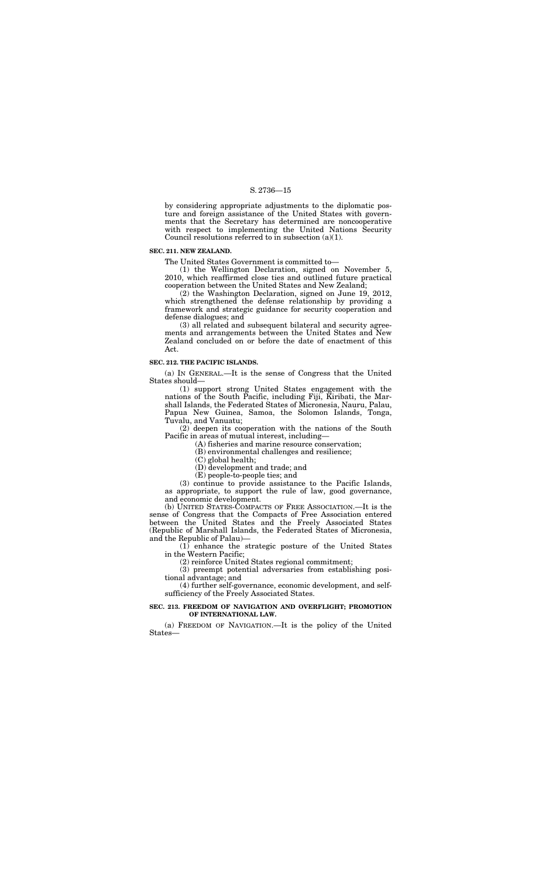by considering appropriate adjustments to the diplomatic posture and foreign assistance of the United States with governments that the Secretary has determined are noncooperative with respect to implementing the United Nations Security Council resolutions referred to in subsection (a)(1).

**SEC. 211. NEW ZEALAND.**

The United States Government is committed to—

(1) the Wellington Declaration, signed on November 5, 2010, which reaffirmed close ties and outlined future practical cooperation between the United States and New Zealand;

(2) the Washington Declaration, signed on June 19, 2012, which strengthened the defense relationship by providing a framework and strategic guidance for security cooperation and defense dialogues; and

(3) all related and subsequent bilateral and security agreements and arrangements between the United States and New Zealand concluded on or before the date of enactment of this Act.

**SEC. 212. THE PACIFIC ISLANDS.**

(a) IN GENERAL.—It is the sense of Congress that the United States should—

(1) support strong United States engagement with the nations of the South Pacific, including Fiji, Kiribati, the Marshall Islands, the Federated States of Micronesia, Nauru, Palau, Papua New Guinea, Samoa, the Solomon Islands, Tonga, Tuvalu, and Vanuatu;

(2) deepen its cooperation with the nations of the South Pacific in areas of mutual interest, including—

(A) fisheries and marine resource conservation;

(B) environmental challenges and resilience;

(C) global health;

(D) development and trade; and

(E) people-to-people ties; and

(3) continue to provide assistance to the Pacific Islands, as appropriate, to support the rule of law, good governance, and economic development.

(b) UNITED STATES-COMPACTS OF FREE ASSOCIATION.—It is the sense of Congress that the Compacts of Free Association entered between the United States and the Freely Associated States (Republic of Marshall Islands, the Federated States of Micronesia, and the Republic of Palau)—

(1) enhance the strategic posture of the United States in the Western Pacific;

(2) reinforce United States regional commitment;

(3) preempt potential adversaries from establishing positional advantage; and

(4) further self-governance, economic development, and self-sufficiency of the Freely Associated States.

**SEC. 213. FREEDOM OF NAVIGATION AND OVERFLIGHT; PROMOTION OF INTERNATIONAL LAW.**

(a) FREEDOM OF NAVIGATION.—It is the policy of the United States—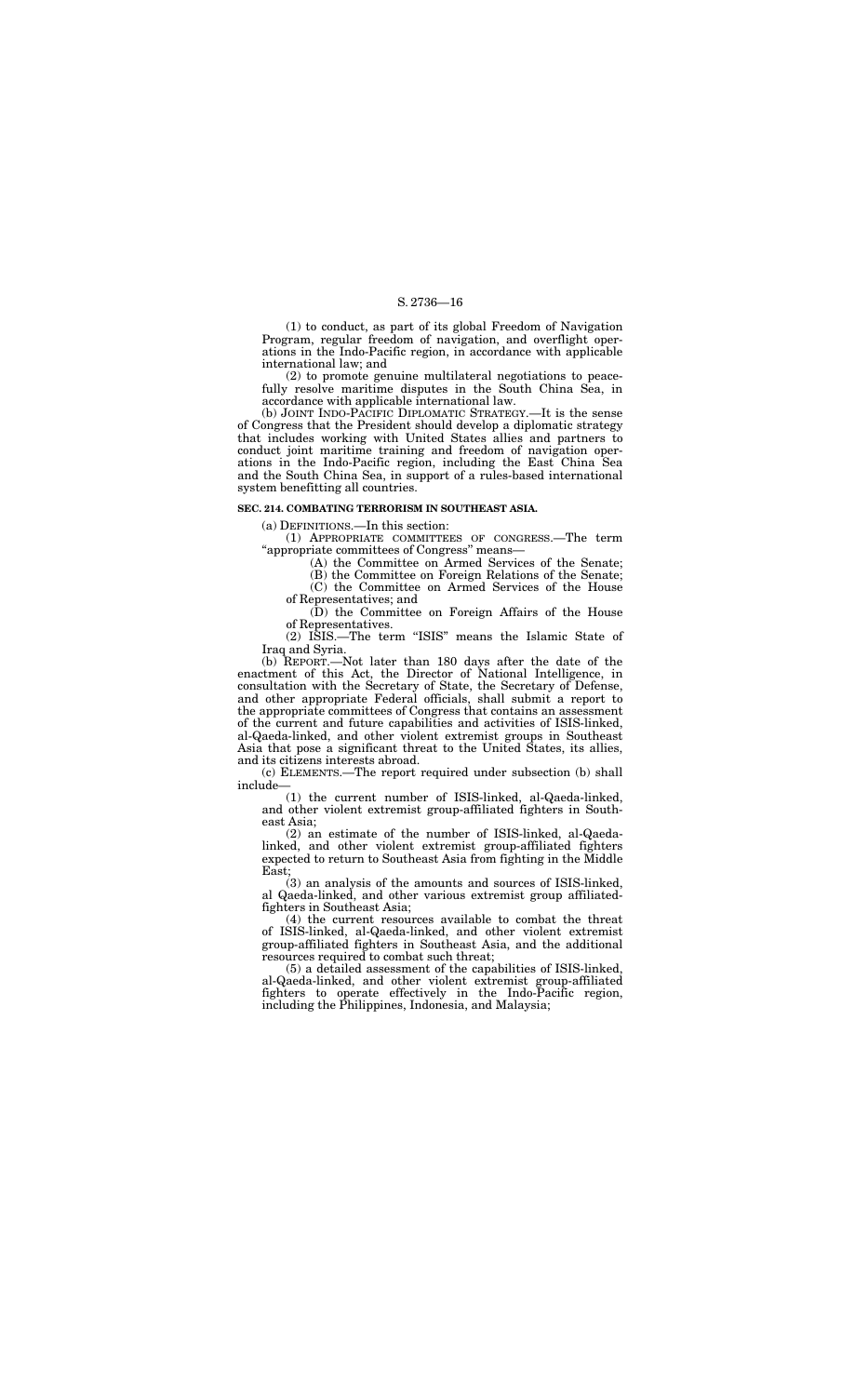(1) to conduct, as part of its global Freedom of Navigation Program, regular freedom of navigation, and overflight operations in the Indo-Pacific region, in accordance with applicable international law; and

(2) to promote genuine multilateral negotiations to peacefully resolve maritime disputes in the South China Sea, in accordance with applicable international law.

(b) JOINT INDO-PACIFIC DIPLOMATIC STRATEGY.—It is the sense of Congress that the President should develop a diplomatic strategy that includes working with United States allies and partners to conduct joint maritime training and freedom of navigation operations in the Indo-Pacific region, including the East China Sea and the South China Sea, in support of a rules-based international system benefitting all countries.

**SEC. 214. COMBATING TERRORISM IN SOUTHEAST ASIA.**

(a) DEFINITIONS.—In this section:

(1) APPROPRIATE COMMITTEES OF CONGRESS.—The term "appropriate committees of Congress" means—

(A) the Committee on Armed Services of the Senate;

(B) the Committee on Foreign Relations of the Senate;

(C) the Committee on Armed Services of the House of Representatives; and

(D) the Committee on Foreign Affairs of the House of Representatives.

(2) ISIS.—The term "ISIS" means the Islamic State of Iraq and Syria.

(b) REPORT.—Not later than 180 days after the date of the enactment of this Act, the Director of National Intelligence, in consultation with the Secretary of State, the Secretary of Defense, and other appropriate Federal officials, shall submit a report to the appropriate committees of Congress that contains an assessment of the current and future capabilities and activities of ISIS-linked, al-Qaeda-linked, and other violent extremist groups in Southeast Asia that pose a significant threat to the United States, its allies, and its citizens interests abroad.

(c) ELEMENTS.—The report required under subsection (b) shall include—

(1) the current number of ISIS-linked, al-Qaeda-linked, and other violent extremist group-affiliated fighters in Southeast Asia;

(2) an estimate of the number of ISIS-linked, al-Qaeda-linked, and other violent extremist group-affiliated fighters expected to return to Southeast Asia from fighting in the Middle East;

(3) an analysis of the amounts and sources of ISIS-linked, al Qaeda-linked, and other various extremist group affiliated-fighters in Southeast Asia;

(4) the current resources available to combat the threat of ISIS-linked, al-Qaeda-linked, and other violent extremist group-affiliated fighters in Southeast Asia, and the additional resources required to combat such threat;

(5) a detailed assessment of the capabilities of ISIS-linked, al-Qaeda-linked, and other violent extremist group-affiliated fighters to operate effectively in the Indo-Pacific region, including the Philippines, Indonesia, and Malaysia;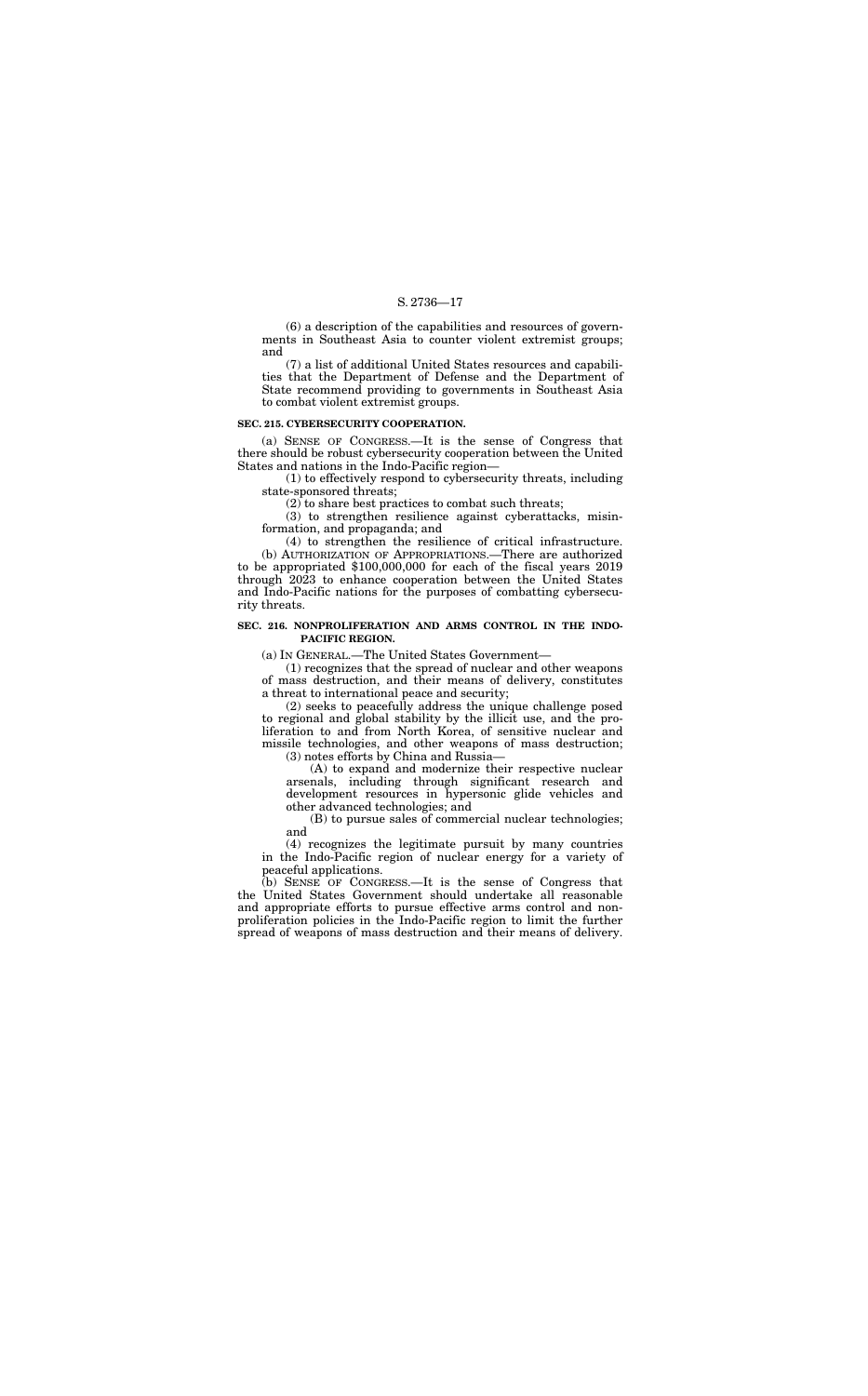(6) a description of the capabilities and resources of governments in Southeast Asia to counter violent extremist groups; and

(7) a list of additional United States resources and capabilities that the Department of Defense and the Department of State recommend providing to governments in Southeast Asia to combat violent extremist groups.

**SEC. 215. CYBERSECURITY COOPERATION.**

(a) SENSE OF CONGRESS.—It is the sense of Congress that there should be robust cybersecurity cooperation between the United States and nations in the Indo-Pacific region—

(1) to effectively respond to cybersecurity threats, including state-sponsored threats;

(2) to share best practices to combat such threats;

(3) to strengthen resilience against cyberattacks, misinformation, and propaganda; and

(4) to strengthen the resilience of critical infrastructure.

(b) AUTHORIZATION OF APPROPRIATIONS.—There are authorized to be appropriated $100,000,000 for each of the fiscal years 2019 through 2023 to enhance cooperation between the United States and Indo-Pacific nations for the purposes of combatting cybersecurity threats.

**SEC. 216. NONPROLIFERATION AND ARMS CONTROL IN THE INDO-PACIFIC REGION.**

(a) IN GENERAL.—The United States Government—

(1) recognizes that the spread of nuclear and other weapons of mass destruction, and their means of delivery, constitutes a threat to international peace and security;

(2) seeks to peacefully address the unique challenge posed to regional and global stability by the illicit use, and the proliferation to and from North Korea, of sensitive nuclear and missile technologies, and other weapons of mass destruction;

(3) notes efforts by China and Russia—

(A) to expand and modernize their respective nuclear arsenals, including through significant research and development resources in hypersonic glide vehicles and other advanced technologies; and

(B) to pursue sales of commercial nuclear technologies; and

(4) recognizes the legitimate pursuit by many countries in the Indo-Pacific region of nuclear energy for a variety of peaceful applications.

(b) SENSE OF CONGRESS.—It is the sense of Congress that the United States Government should undertake all reasonable and appropriate efforts to pursue effective arms control and nonproliferation policies in the Indo-Pacific region to limit the further spread of weapons of mass destruction and their means of delivery.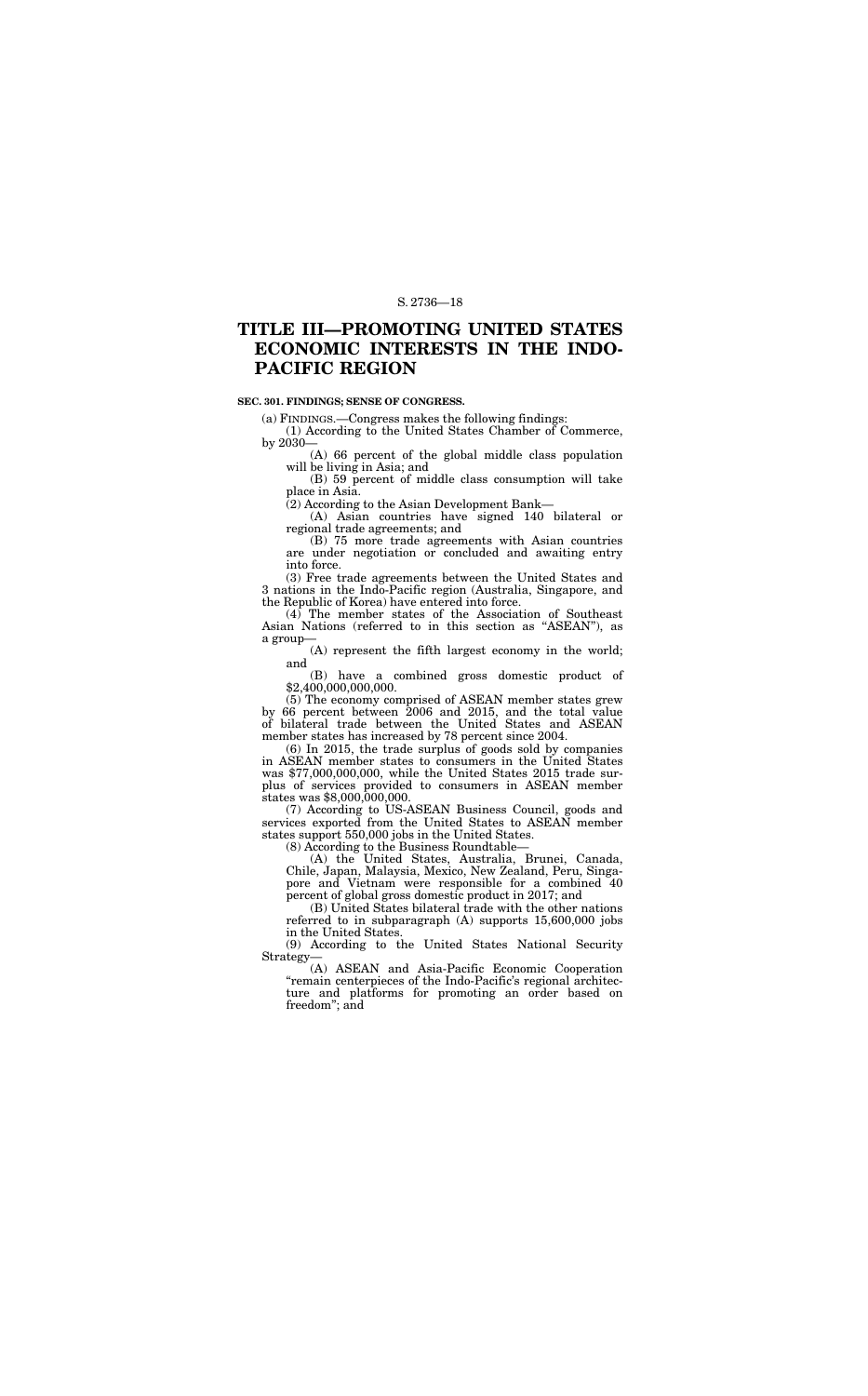# TITLE III—PROMOTING UNITED STATES ECONOMIC INTERESTS IN THE INDO-PACIFIC REGION

**SEC. 301. FINDINGS; SENSE OF CONGRESS.**

(a) FINDINGS.—Congress makes the following findings:

(1) According to the United States Chamber of Commerce, by 2030—

(A) 66 percent of the global middle class population will be living in Asia; and

(B) 59 percent of middle class consumption will take place in Asia.

(2) According to the Asian Development Bank—

(A) Asian countries have signed 140 bilateral or regional trade agreements; and

(B) 75 more trade agreements with Asian countries are under negotiation or concluded and awaiting entry into force.

(3) Free trade agreements between the United States and 3 nations in the Indo-Pacific region (Australia, Singapore, and the Republic of Korea) have entered into force.

(4) The member states of the Association of Southeast Asian Nations (referred to in this section as "ASEAN"), as a group—

(A) represent the fifth largest economy in the world; and

(B) have a combined gross domestic product of $2,400,000,000,000.

(5) The economy comprised of ASEAN member states grew by 66 percent between 2006 and 2015, and the total value of bilateral trade between the United States and ASEAN member states has increased by 78 percent since 2004.

(6) In 2015, the trade surplus of goods sold by companies in ASEAN member states to consumers in the United States was $77,000,000,000, while the United States 2015 trade surplus of services provided to consumers in ASEAN member states was $8,000,000,000.

(7) According to US-ASEAN Business Council, goods and services exported from the United States to ASEAN member states support 550,000 jobs in the United States.

(8) According to the Business Roundtable—

(A) the United States, Australia, Brunei, Canada, Chile, Japan, Malaysia, Mexico, New Zealand, Peru, Singapore and Vietnam were responsible for a combined 40 percent of global gross domestic product in 2017; and

(B) United States bilateral trade with the other nations referred to in subparagraph (A) supports 15,600,000 jobs in the United States.

(9) According to the United States National Security Strategy—

(A) ASEAN and Asia-Pacific Economic Cooperation "remain centerpieces of the Indo-Pacific's regional architecture and platforms for promoting an order based on freedom"; and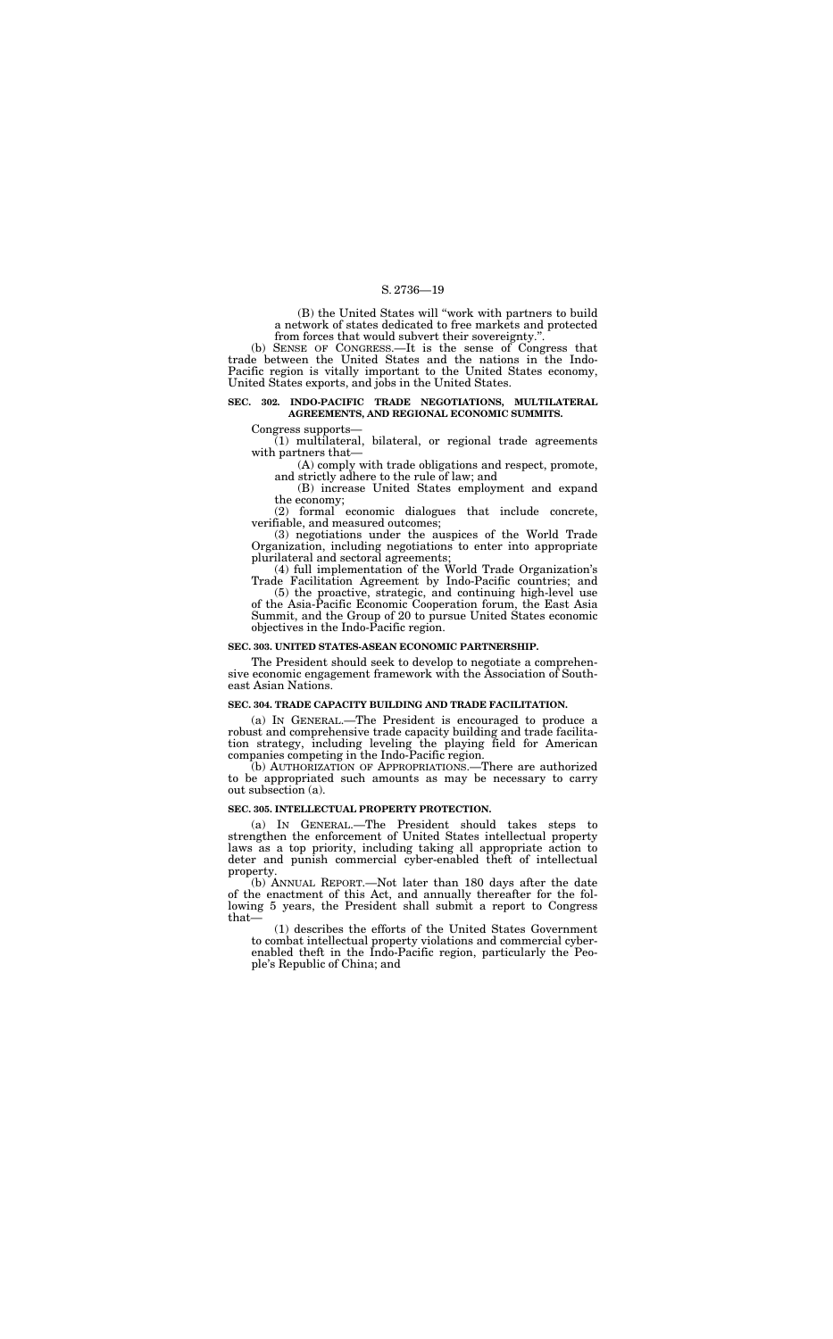(B) the United States will "work with partners to build a network of states dedicated to free markets and protected from forces that would subvert their sovereignty.".

(b) SENSE OF CONGRESS.—It is the sense of Congress that trade between the United States and the nations in the Indo-Pacific region is vitally important to the United States economy, United States exports, and jobs in the United States.

**SEC. 302. INDO-PACIFIC TRADE NEGOTIATIONS, MULTILATERAL AGREEMENTS, AND REGIONAL ECONOMIC SUMMITS.**

Congress supports—

(1) multilateral, bilateral, or regional trade agreements with partners that—

(A) comply with trade obligations and respect, promote, and strictly adhere to the rule of law; and

(B) increase United States employment and expand the economy;

(2) formal economic dialogues that include concrete, verifiable, and measured outcomes;

(3) negotiations under the auspices of the World Trade Organization, including negotiations to enter into appropriate plurilateral and sectoral agreements;

(4) full implementation of the World Trade Organization's Trade Facilitation Agreement by Indo-Pacific countries; and

(5) the proactive, strategic, and continuing high-level use of the Asia-Pacific Economic Cooperation forum, the East Asia Summit, and the Group of 20 to pursue United States economic objectives in the Indo-Pacific region.

**SEC. 303. UNITED STATES-ASEAN ECONOMIC PARTNERSHIP.**

The President should seek to develop to negotiate a comprehensive economic engagement framework with the Association of Southeast Asian Nations.

**SEC. 304. TRADE CAPACITY BUILDING AND TRADE FACILITATION.**

(a) IN GENERAL.—The President is encouraged to produce a robust and comprehensive trade capacity building and trade facilitation strategy, including leveling the playing field for American companies competing in the Indo-Pacific region.

(b) AUTHORIZATION OF APPROPRIATIONS.—There are authorized to be appropriated such amounts as may be necessary to carry out subsection (a).

**SEC. 305. INTELLECTUAL PROPERTY PROTECTION.**

(a) IN GENERAL.—The President should takes steps to strengthen the enforcement of United States intellectual property laws as a top priority, including taking all appropriate action to deter and punish commercial cyber-enabled theft of intellectual property.

(b) ANNUAL REPORT.—Not later than 180 days after the date of the enactment of this Act, and annually thereafter for the following 5 years, the President shall submit a report to Congress that—

(1) describes the efforts of the United States Government to combat intellectual property violations and commercial cyber-enabled theft in the Indo-Pacific region, particularly the People's Republic of China; and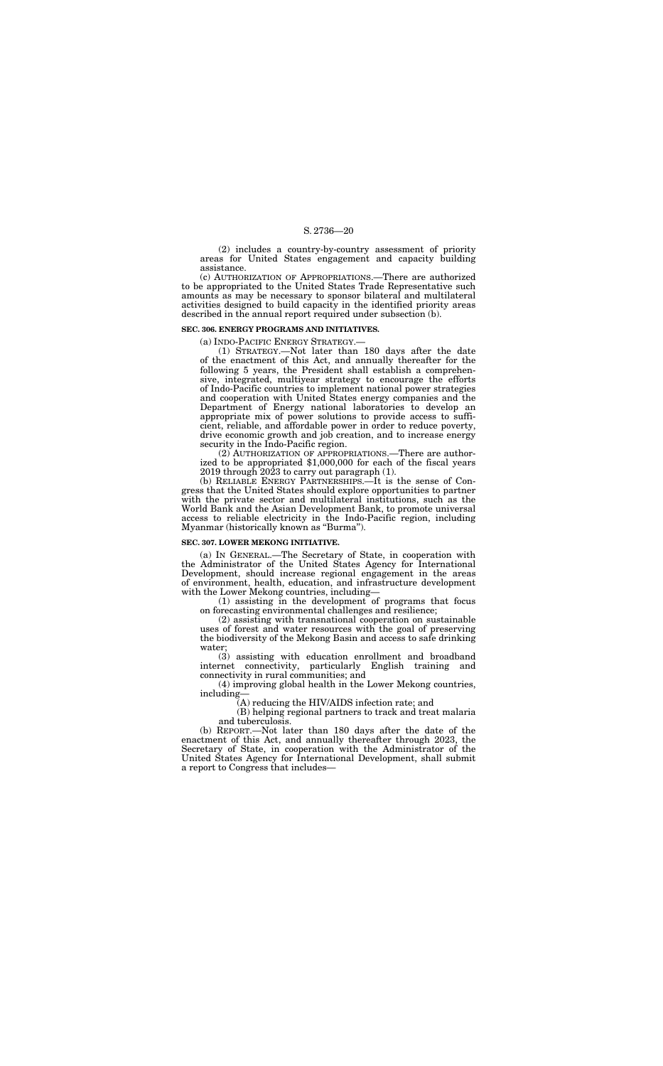(2) includes a country-by-country assessment of priority areas for United States engagement and capacity building assistance.

(c) AUTHORIZATION OF APPROPRIATIONS.—There are authorized to be appropriated to the United States Trade Representative such amounts as may be necessary to sponsor bilateral and multilateral activities designed to build capacity in the identified priority areas described in the annual report required under subsection (b).

### SEC. 306. ENERGY PROGRAMS AND INITIATIVES.

(a) INDO-PACIFIC ENERGY STRATEGY.—

(1) STRATEGY.—Not later than 180 days after the date of the enactment of this Act, and annually thereafter for the following 5 years, the President shall establish a comprehensive, integrated, multiyear strategy to encourage the efforts of Indo-Pacific countries to implement national power strategies and cooperation with United States energy companies and the Department of Energy national laboratories to develop an appropriate mix of power solutions to provide access to sufficient, reliable, and affordable power in order to reduce poverty, drive economic growth and job creation, and to increase energy security in the Indo-Pacific region.

(2) AUTHORIZATION OF APPROPRIATIONS.—There are authorized to be appropriated $1,000,000 for each of the fiscal years 2019 through 2023 to carry out paragraph (1).

(b) RELIABLE ENERGY PARTNERSHIPS.—It is the sense of Congress that the United States should explore opportunities to partner with the private sector and multilateral institutions, such as the World Bank and the Asian Development Bank, to promote universal access to reliable electricity in the Indo-Pacific region, including Myanmar (historically known as "Burma").

### SEC. 307. LOWER MEKONG INITIATIVE.

(a) IN GENERAL.—The Secretary of State, in cooperation with the Administrator of the United States Agency for International Development, should increase regional engagement in the areas of environment, health, education, and infrastructure development with the Lower Mekong countries, including—

(1) assisting in the development of programs that focus on forecasting environmental challenges and resilience;

(2) assisting with transnational cooperation on sustainable uses of forest and water resources with the goal of preserving the biodiversity of the Mekong Basin and access to safe drinking water;

(3) assisting with education enrollment and broadband internet connectivity, particularly English training and connectivity in rural communities; and

(4) improving global health in the Lower Mekong countries, including—

(A) reducing the HIV/AIDS infection rate; and

(B) helping regional partners to track and treat malaria and tuberculosis.

(b) REPORT.—Not later than 180 days after the date of the enactment of this Act, and annually thereafter through 2023, the Secretary of State, in cooperation with the Administrator of the United States Agency for International Development, shall submit a report to Congress that includes—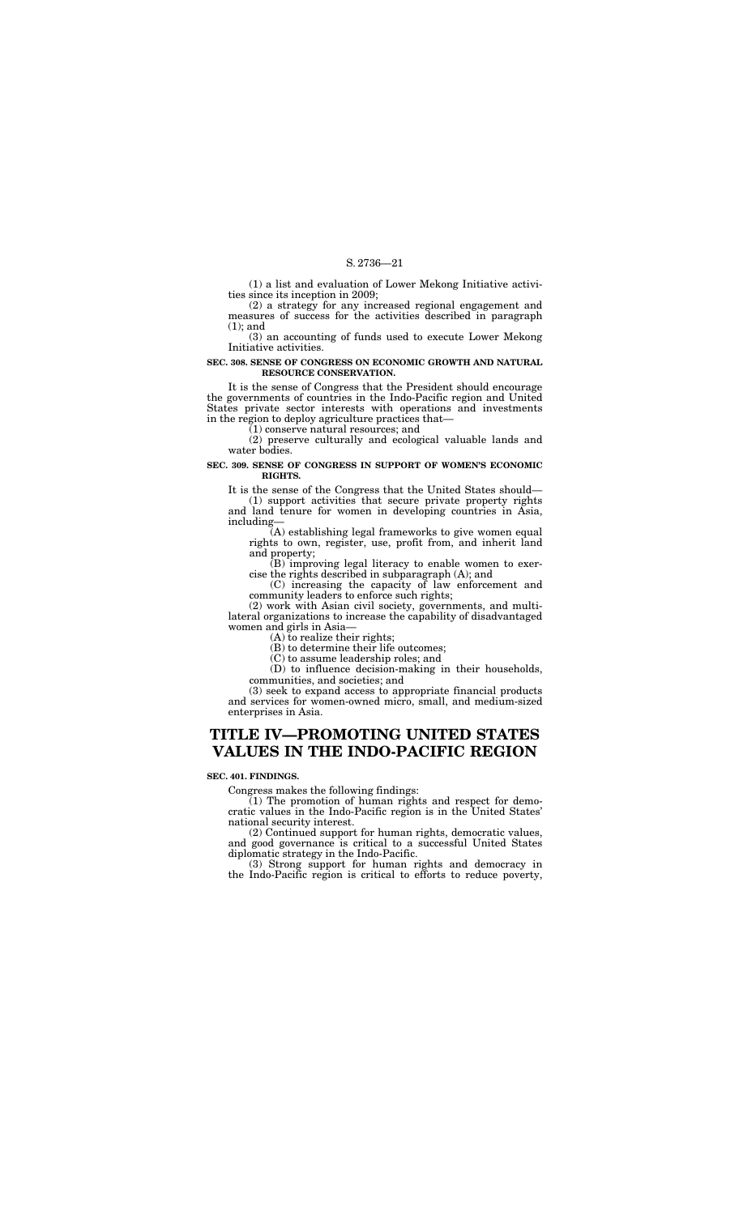(1) a list and evaluation of Lower Mekong Initiative activities since its inception in 2009;

(2) a strategy for any increased regional engagement and measures of success for the activities described in paragraph (1); and

(3) an accounting of funds used to execute Lower Mekong Initiative activities.

**SEC. 308. SENSE OF CONGRESS ON ECONOMIC GROWTH AND NATURAL RESOURCE CONSERVATION.**

It is the sense of Congress that the President should encourage the governments of countries in the Indo-Pacific region and United States private sector interests with operations and investments in the region to deploy agriculture practices that—

(1) conserve natural resources; and

(2) preserve culturally and ecological valuable lands and water bodies.

**SEC. 309. SENSE OF CONGRESS IN SUPPORT OF WOMEN'S ECONOMIC RIGHTS.**

It is the sense of the Congress that the United States should—

(1) support activities that secure private property rights and land tenure for women in developing countries in Asia, including—

(A) establishing legal frameworks to give women equal rights to own, register, use, profit from, and inherit land and property;

(B) improving legal literacy to enable women to exercise the rights described in subparagraph (A); and

(C) increasing the capacity of law enforcement and community leaders to enforce such rights;

(2) work with Asian civil society, governments, and multilateral organizations to increase the capability of disadvantaged women and girls in Asia—

(A) to realize their rights;

(B) to determine their life outcomes;

(C) to assume leadership roles; and

(D) to influence decision-making in their households, communities, and societies; and

(3) seek to expand access to appropriate financial products and services for women-owned micro, small, and medium-sized enterprises in Asia.

# TITLE IV—PROMOTING UNITED STATES VALUES IN THE INDO-PACIFIC REGION

**SEC. 401. FINDINGS.**

Congress makes the following findings:

(1) The promotion of human rights and respect for democratic values in the Indo-Pacific region is in the United States' national security interest.

(2) Continued support for human rights, democratic values, and good governance is critical to a successful United States diplomatic strategy in the Indo-Pacific.

(3) Strong support for human rights and democracy in the Indo-Pacific region is critical to efforts to reduce poverty,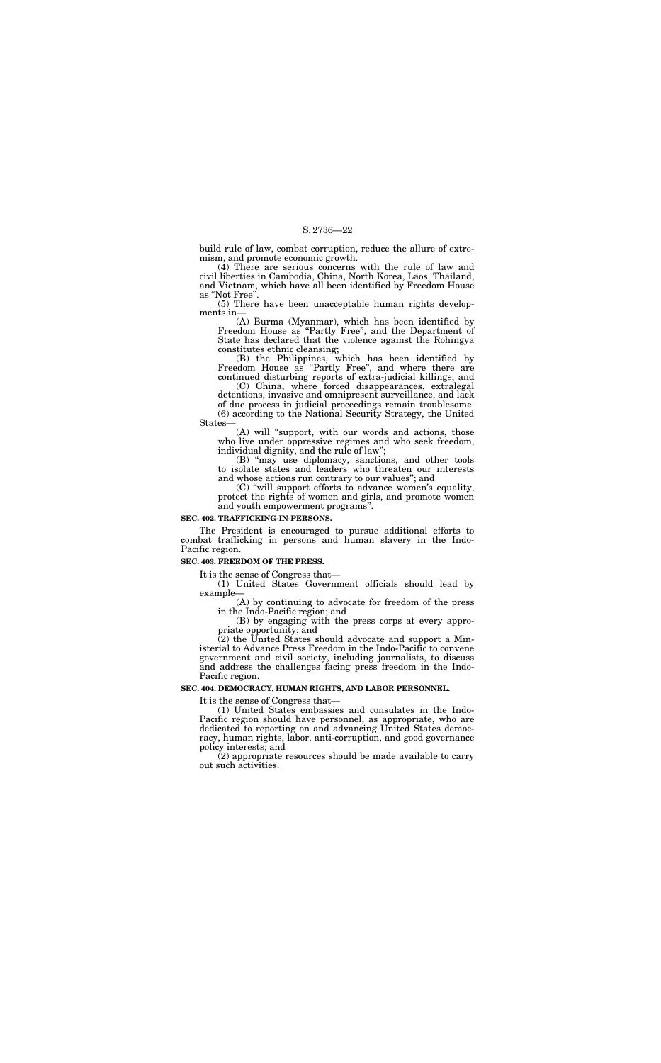build rule of law, combat corruption, reduce the allure of extremism, and promote economic growth.

(4) There are serious concerns with the rule of law and civil liberties in Cambodia, China, North Korea, Laos, Thailand, and Vietnam, which have all been identified by Freedom House as "Not Free".

(5) There have been unacceptable human rights developments in—

(A) Burma (Myanmar), which has been identified by Freedom House as "Partly Free", and the Department of State has declared that the violence against the Rohingya constitutes ethnic cleansing;

(B) the Philippines, which has been identified by Freedom House as "Partly Free", and where there are continued disturbing reports of extra-judicial killings; and

(C) China, where forced disappearances, extralegal detentions, invasive and omnipresent surveillance, and lack of due process in judicial proceedings remain troublesome.

(6) according to the National Security Strategy, the United States—

(A) will "support, with our words and actions, those who live under oppressive regimes and who seek freedom, individual dignity, and the rule of law";

(B) "may use diplomacy, sanctions, and other tools to isolate states and leaders who threaten our interests and whose actions run contrary to our values"; and

(C) "will support efforts to advance women's equality, protect the rights of women and girls, and promote women and youth empowerment programs".

### SEC. 402. TRAFFICKING-IN-PERSONS.

The President is encouraged to pursue additional efforts to combat trafficking in persons and human slavery in the Indo-Pacific region.

### SEC. 403. FREEDOM OF THE PRESS.

It is the sense of Congress that—

(1) United States Government officials should lead by example—

(A) by continuing to advocate for freedom of the press in the Indo-Pacific region; and

(B) by engaging with the press corps at every appropriate opportunity; and

(2) the United States should advocate and support a Ministerial to Advance Press Freedom in the Indo-Pacific to convene government and civil society, including journalists, to discuss and address the challenges facing press freedom in the Indo-Pacific region.

### SEC. 404. DEMOCRACY, HUMAN RIGHTS, AND LABOR PERSONNEL.

It is the sense of Congress that—

(1) United States embassies and consulates in the Indo-Pacific region should have personnel, as appropriate, who are dedicated to reporting on and advancing United States democracy, human rights, labor, anti-corruption, and good governance policy interests; and

(2) appropriate resources should be made available to carry out such activities.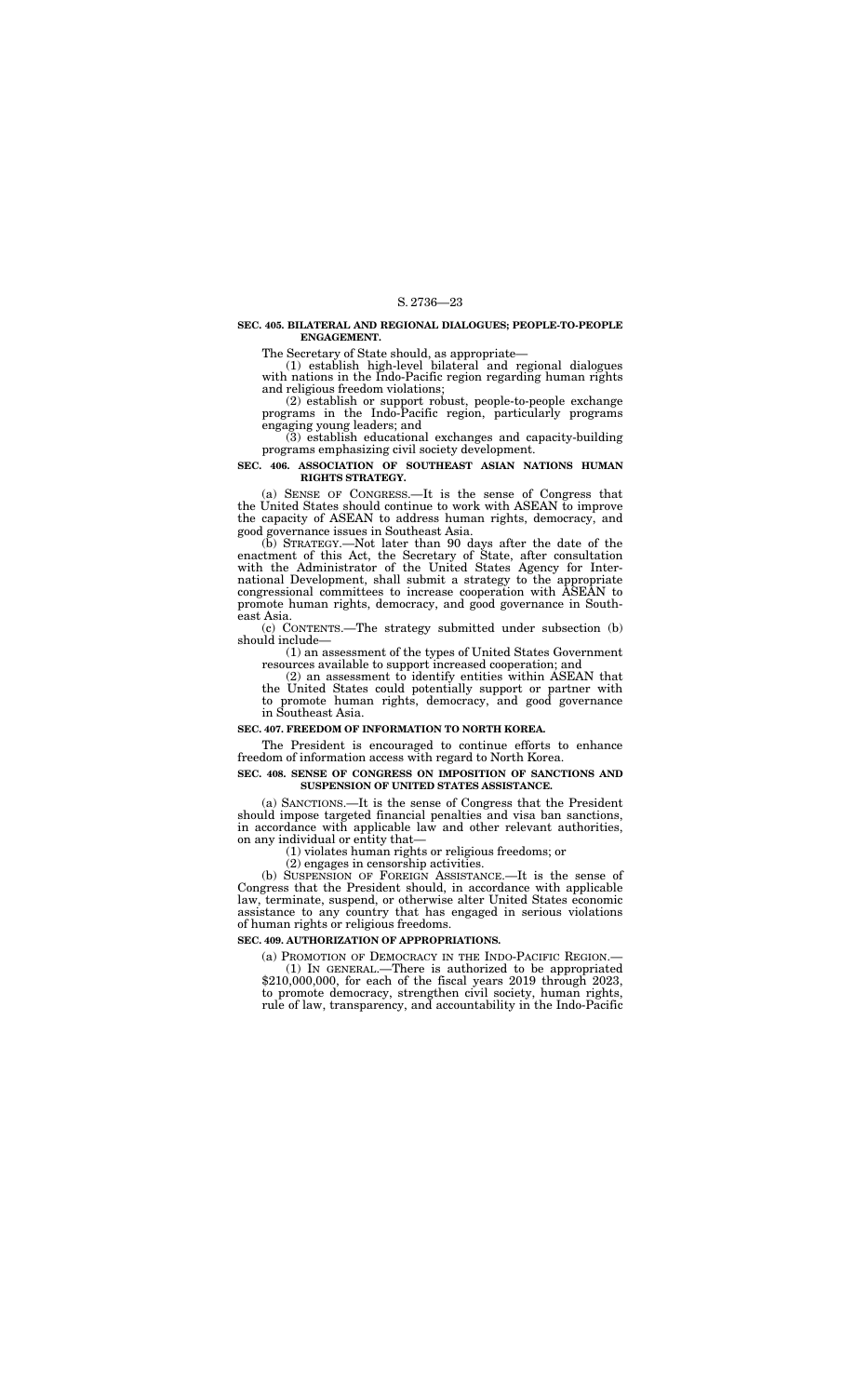**SEC. 405. BILATERAL AND REGIONAL DIALOGUES; PEOPLE-TO-PEOPLE ENGAGEMENT.**

The Secretary of State should, as appropriate—

(1) establish high-level bilateral and regional dialogues with nations in the Indo-Pacific region regarding human rights and religious freedom violations;

(2) establish or support robust, people-to-people exchange programs in the Indo-Pacific region, particularly programs engaging young leaders; and

(3) establish educational exchanges and capacity-building programs emphasizing civil society development.

**SEC. 406. ASSOCIATION OF SOUTHEAST ASIAN NATIONS HUMAN RIGHTS STRATEGY.**

(a) SENSE OF CONGRESS.—It is the sense of Congress that the United States should continue to work with ASEAN to improve the capacity of ASEAN to address human rights, democracy, and good governance issues in Southeast Asia.

(b) STRATEGY.—Not later than 90 days after the date of the enactment of this Act, the Secretary of State, after consultation with the Administrator of the United States Agency for International Development, shall submit a strategy to the appropriate congressional committees to increase cooperation with ASEAN to promote human rights, democracy, and good governance in Southeast Asia.

(c) CONTENTS.—The strategy submitted under subsection (b) should include—

(1) an assessment of the types of United States Government resources available to support increased cooperation; and

(2) an assessment to identify entities within ASEAN that the United States could potentially support or partner with to promote human rights, democracy, and good governance in Southeast Asia.

**SEC. 407. FREEDOM OF INFORMATION TO NORTH KOREA.**

The President is encouraged to continue efforts to enhance freedom of information access with regard to North Korea.

**SEC. 408. SENSE OF CONGRESS ON IMPOSITION OF SANCTIONS AND SUSPENSION OF UNITED STATES ASSISTANCE.**

(a) SANCTIONS.—It is the sense of Congress that the President should impose targeted financial penalties and visa ban sanctions, in accordance with applicable law and other relevant authorities, on any individual or entity that—

(1) violates human rights or religious freedoms; or

(2) engages in censorship activities.

(b) SUSPENSION OF FOREIGN ASSISTANCE.—It is the sense of Congress that the President should, in accordance with applicable law, terminate, suspend, or otherwise alter United States economic assistance to any country that has engaged in serious violations of human rights or religious freedoms.

**SEC. 409. AUTHORIZATION OF APPROPRIATIONS.**

(a) PROMOTION OF DEMOCRACY IN THE INDO-PACIFIC REGION.—

(1) IN GENERAL.—There is authorized to be appropriated $210,000,000, for each of the fiscal years 2019 through 2023, to promote democracy, strengthen civil society, human rights, rule of law, transparency, and accountability in the Indo-Pacific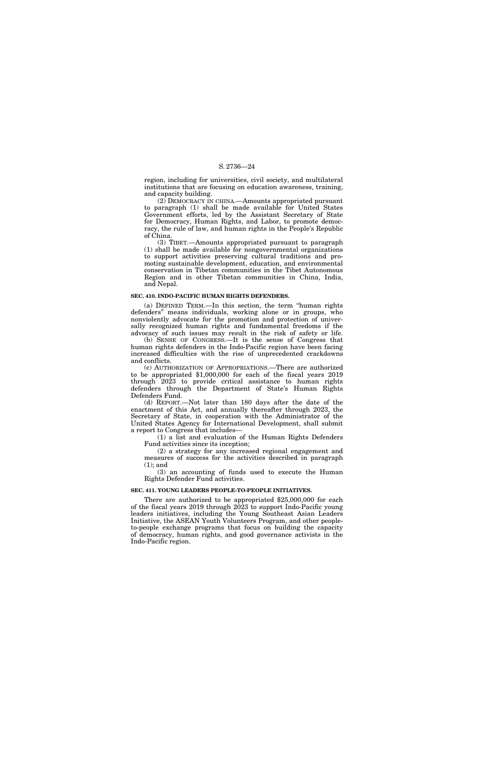region, including for universities, civil society, and multilateral institutions that are focusing on education awareness, training, and capacity building.

(2) DEMOCRACY IN CHINA.—Amounts appropriated pursuant to paragraph (1) shall be made available for United States Government efforts, led by the Assistant Secretary of State for Democracy, Human Rights, and Labor, to promote democracy, the rule of law, and human rights in the People's Republic of China.

(3) TIBET.—Amounts appropriated pursuant to paragraph (1) shall be made available for nongovernmental organizations to support activities preserving cultural traditions and promoting sustainable development, education, and environmental conservation in Tibetan communities in the Tibet Autonomous Region and in other Tibetan communities in China, India, and Nepal.

### SEC. 410. INDO-PACIFIC HUMAN RIGHTS DEFENDERS.

(a) DEFINED TERM.—In this section, the term "human rights defenders" means individuals, working alone or in groups, who nonviolently advocate for the promotion and protection of universally recognized human rights and fundamental freedoms if the advocacy of such issues may result in the risk of safety or life.

(b) SENSE OF CONGRESS.—It is the sense of Congress that human rights defenders in the Indo-Pacific region have been facing increased difficulties with the rise of unprecedented crackdowns and conflicts.

(c) AUTHORIZATION OF APPROPRIATIONS.—There are authorized to be appropriated $1,000,000 for each of the fiscal years 2019 through 2023 to provide critical assistance to human rights defenders through the Department of State's Human Rights Defenders Fund.

(d) REPORT.—Not later than 180 days after the date of the enactment of this Act, and annually thereafter through 2023, the Secretary of State, in cooperation with the Administrator of the United States Agency for International Development, shall submit a report to Congress that includes—

(1) a list and evaluation of the Human Rights Defenders Fund activities since its inception;

(2) a strategy for any increased regional engagement and measures of success for the activities described in paragraph (1); and

(3) an accounting of funds used to execute the Human Rights Defender Fund activities.

### SEC. 411. YOUNG LEADERS PEOPLE-TO-PEOPLE INITIATIVES.

There are authorized to be appropriated $25,000,000 for each of the fiscal years 2019 through 2023 to support Indo-Pacific young leaders initiatives, including the Young Southeast Asian Leaders Initiative, the ASEAN Youth Volunteers Program, and other people-to-people exchange programs that focus on building the capacity of democracy, human rights, and good governance activists in the Indo-Pacific region.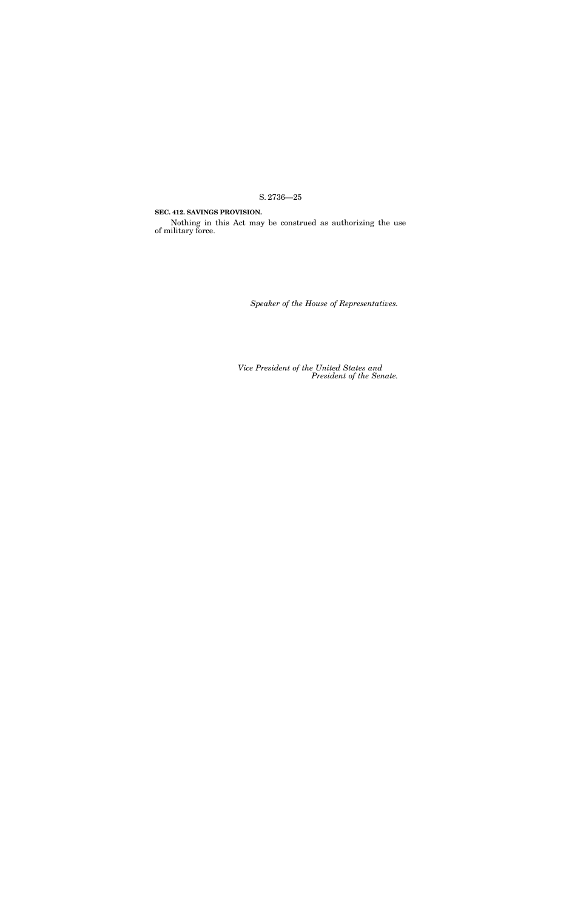**SEC. 412. SAVINGS PROVISION.**

Nothing in this Act may be construed as authorizing the use of military force.

*Speaker of the House of Representatives.*

*Vice President of the United States and President of the Senate.*